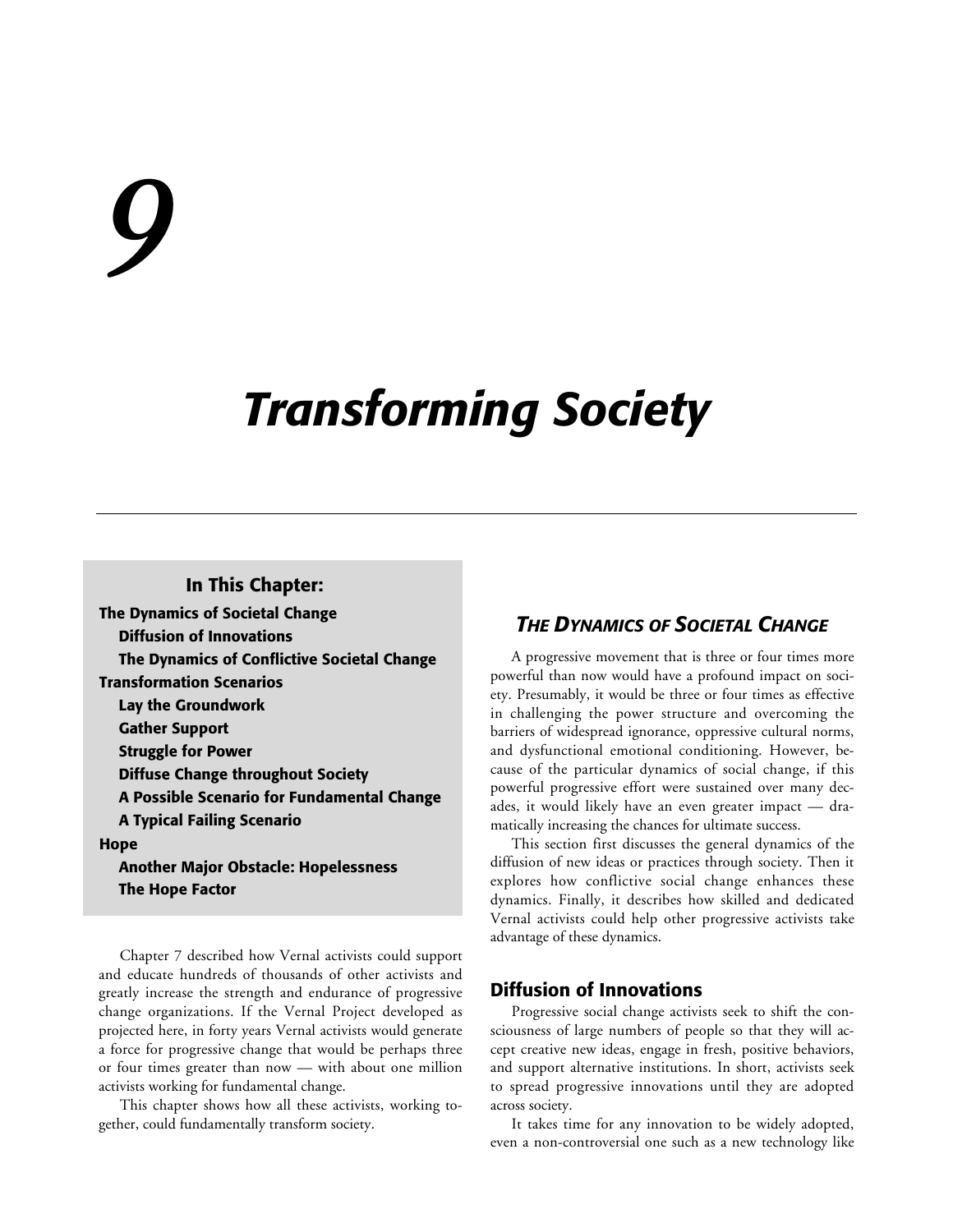# 9

# Transforming Society

**In This Chapter:**

- **The Dynamics of Societal Change**
  - **Diffusion of Innovations**
  - **The Dynamics of Conflictive Societal Change**
- **Transformation Scenarios**
  - **Lay the Groundwork**
  - **Gather Support**
  - **Struggle for Power**
  - **Diffuse Change throughout Society**
  - **A Possible Scenario for Fundamental Change**
  - **A Typical Failing Scenario**
- **Hope**
  - **Another Major Obstacle: Hopelessness**
  - **The Hope Factor**

Chapter 7 described how Vernal activists could support and educate hundreds of thousands of other activists and greatly increase the strength and endurance of progressive change organizations. If the Vernal Project developed as projected here, in forty years Vernal activists would generate a force for progressive change that would be perhaps three or four times greater than now — with about one million activists working for fundamental change.

This chapter shows how all these activists, working together, could fundamentally transform society.

## *THE DYNAMICS OF SOCIETAL CHANGE*

A progressive movement that is three or four times more powerful than now would have a profound impact on society. Presumably, it would be three or four times as effective in challenging the power structure and overcoming the barriers of widespread ignorance, oppressive cultural norms, and dysfunctional emotional conditioning. However, because of the particular dynamics of social change, if this powerful progressive effort were sustained over many decades, it would likely have an even greater impact — dramatically increasing the chances for ultimate success.

This section first discusses the general dynamics of the diffusion of new ideas or practices through society. Then it explores how conflictive social change enhances these dynamics. Finally, it describes how skilled and dedicated Vernal activists could help other progressive activists take advantage of these dynamics.

### Diffusion of Innovations

Progressive social change activists seek to shift the consciousness of large numbers of people so that they will accept creative new ideas, engage in fresh, positive behaviors, and support alternative institutions. In short, activists seek to spread progressive innovations until they are adopted across society.

It takes time for any innovation to be widely adopted, even a non-controversial one such as a new technology like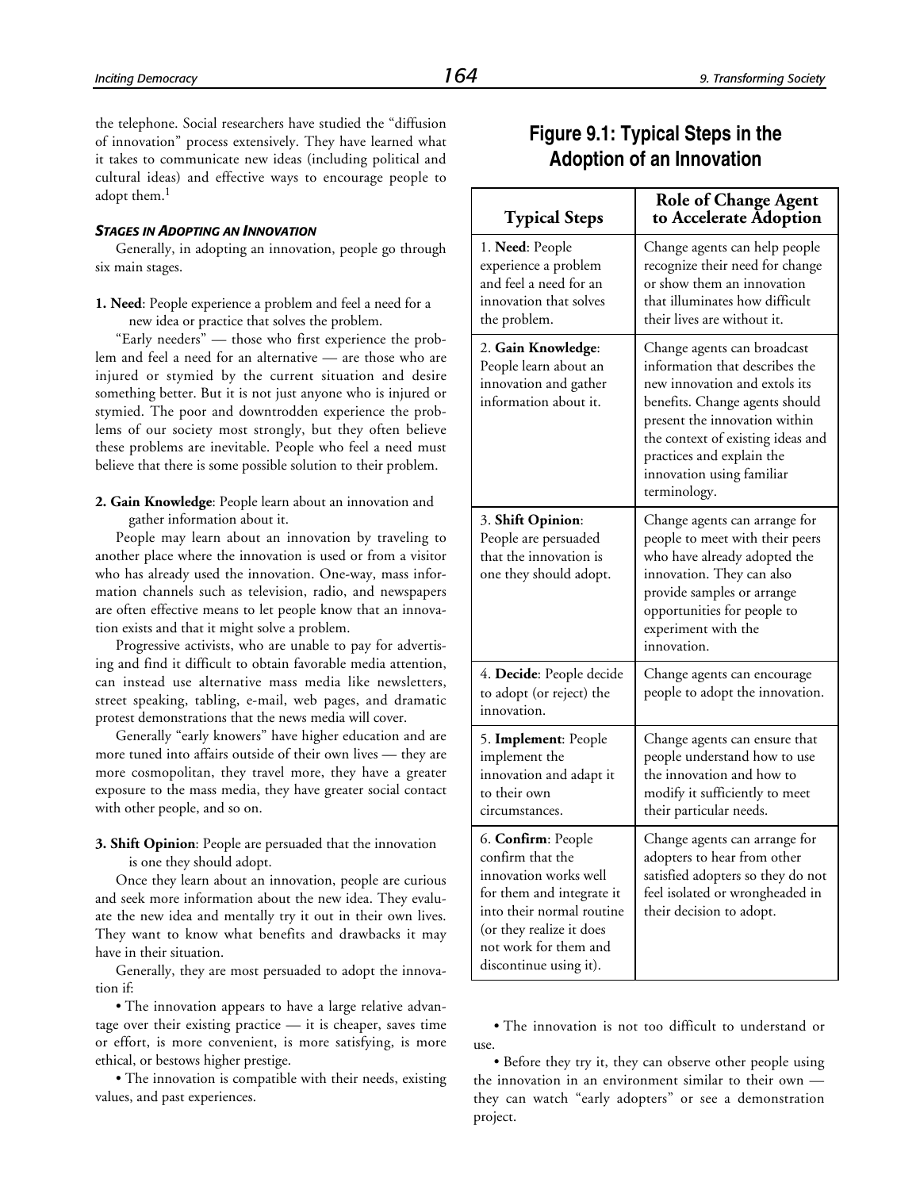the telephone. Social researchers have studied the "diffusion of innovation" process extensively. They have learned what it takes to communicate new ideas (including political and cultural ideas) and effective ways to encourage people to adopt them.[1]

### *Stages in Adopting an Innovation*

Generally, in adopting an innovation, people go through six main stages.

**1. Need**: People experience a problem and feel a need for a new idea or practice that solves the problem.

"Early needers" — those who first experience the problem and feel a need for an alternative — are those who are injured or stymied by the current situation and desire something better. But it is not just anyone who is injured or stymied. The poor and downtrodden experience the problems of our society most strongly, but they often believe these problems are inevitable. People who feel a need must believe that there is some possible solution to their problem.

**2. Gain Knowledge**: People learn about an innovation and gather information about it.

People may learn about an innovation by traveling to another place where the innovation is used or from a visitor who has already used the innovation. One-way, mass information channels such as television, radio, and newspapers are often effective means to let people know that an innovation exists and that it might solve a problem.

Progressive activists, who are unable to pay for advertising and find it difficult to obtain favorable media attention, can instead use alternative mass media like newsletters, street speaking, tabling, e-mail, web pages, and dramatic protest demonstrations that the news media will cover.

Generally "early knowers" have higher education and are more tuned into affairs outside of their own lives — they are more cosmopolitan, they travel more, they have a greater exposure to the mass media, they have greater social contact with other people, and so on.

**3. Shift Opinion**: People are persuaded that the innovation is one they should adopt.

Once they learn about an innovation, people are curious and seek more information about the new idea. They evaluate the new idea and mentally try it out in their own lives. They want to know what benefits and drawbacks it may have in their situation.

Generally, they are most persuaded to adopt the innovation if:

- The innovation appears to have a large relative advantage over their existing practice — it is cheaper, saves time or effort, is more convenient, is more satisfying, is more ethical, or bestows higher prestige.
- The innovation is compatible with their needs, existing values, and past experiences.
- The innovation is not too difficult to understand or use.
- Before they try it, they can observe other people using the innovation in an environment similar to their own — they can watch "early adopters" or see a demonstration project.

## Figure 9.1: Typical Steps in the Adoption of an Innovation

| Typical Steps | Role of Change Agent to Accelerate Adoption |
|---|---|
| 1. **Need**: People experience a problem and feel a need for an innovation that solves the problem. | Change agents can help people recognize their need for change or show them an innovation that illuminates how difficult their lives are without it. |
| 2. **Gain Knowledge**: People learn about an innovation and gather information about it. | Change agents can broadcast information that describes the new innovation and extols its benefits. Change agents should present the innovation within the context of existing ideas and practices and explain the innovation using familiar terminology. |
| 3. **Shift Opinion**: People are persuaded that the innovation is one they should adopt. | Change agents can arrange for people to meet with their peers who have already adopted the innovation. They can also provide samples or arrange opportunities for people to experiment with the innovation. |
| 4. **Decide**: People decide to adopt (or reject) the innovation. | Change agents can encourage people to adopt the innovation. |
| 5. **Implement**: People implement the innovation and adapt it to their own circumstances. | Change agents can ensure that people understand how to use the innovation and how to modify it sufficiently to meet their particular needs. |
| 6. **Confirm**: People confirm that the innovation works well for them and integrate it into their normal routine (or they realize it does not work for them and discontinue using it). | Change agents can arrange for adopters to hear from other satisfied adopters so they do not feel isolated or wrongheaded in their decision to adopt. |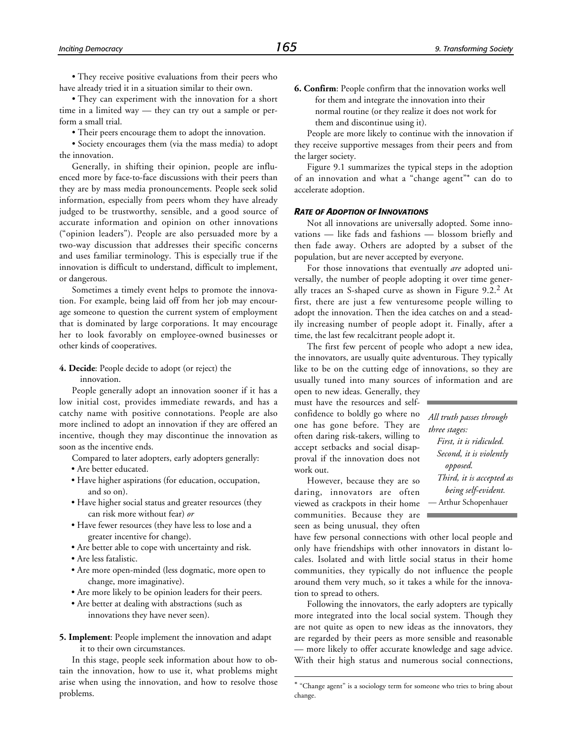• They receive positive evaluations from their peers who have already tried it in a situation similar to their own.

• They can experiment with the innovation for a short time in a limited way — they can try out a sample or perform a small trial.

• Their peers encourage them to adopt the innovation.

• Society encourages them (via the mass media) to adopt the innovation.

Generally, in shifting their opinion, people are influenced more by face-to-face discussions with their peers than they are by mass media pronouncements. People seek solid information, especially from peers whom they have already judged to be trustworthy, sensible, and a good source of accurate information and opinion on other innovations ("opinion leaders"). People are also persuaded more by a two-way discussion that addresses their specific concerns and uses familiar terminology. This is especially true if the innovation is difficult to understand, difficult to implement, or dangerous.

Sometimes a timely event helps to promote the innovation. For example, being laid off from her job may encourage someone to question the current system of employment that is dominated by large corporations. It may encourage her to look favorably on employee-owned businesses or other kinds of cooperatives.

**4. Decide**: People decide to adopt (or reject) the innovation.

People generally adopt an innovation sooner if it has a low initial cost, provides immediate rewards, and has a catchy name with positive connotations. People are also more inclined to adopt an innovation if they are offered an incentive, though they may discontinue the innovation as soon as the incentive ends.

Compared to later adopters, early adopters generally:

- Are better educated.
- Have higher aspirations (for education, occupation, and so on).
- Have higher social status and greater resources (they can risk more without fear) *or*
- Have fewer resources (they have less to lose and a greater incentive for change).
- Are better able to cope with uncertainty and risk.
- Are less fatalistic.
- Are more open-minded (less dogmatic, more open to change, more imaginative).
- Are more likely to be opinion leaders for their peers.
- Are better at dealing with abstractions (such as innovations they have never seen).

**5. Implement**: People implement the innovation and adapt it to their own circumstances.

In this stage, people seek information about how to obtain the innovation, how to use it, what problems might arise when using the innovation, and how to resolve those problems.

**6. Confirm**: People confirm that the innovation works well for them and integrate the innovation into their normal routine (or they realize it does not work for them and discontinue using it).

People are more likely to continue with the innovation if they receive supportive messages from their peers and from the larger society.

Figure 9.1 summarizes the typical steps in the adoption of an innovation and what a "change agent"* can do to accelerate adoption.

### *Rate of Adoption of Innovations*

Not all innovations are universally adopted. Some innovations — like fads and fashions — blossom briefly and then fade away. Others are adopted by a subset of the population, but are never accepted by everyone.

For those innovations that eventually *are* adopted universally, the number of people adopting it over time generally traces an S-shaped curve as shown in Figure 9.2.[2] At first, there are just a few venturesome people willing to adopt the innovation. Then the idea catches on and a steadily increasing number of people adopt it. Finally, after a time, the last few recalcitrant people adopt it.

The first few percent of people who adopt a new idea, the innovators, are usually quite adventurous. They typically like to be on the cutting edge of innovations, so they are usually tuned into many sources of information and are open to new ideas. Generally, they must have the resources and self-confidence to boldly go where no one has gone before. They are often daring risk-takers, willing to accept setbacks and social disapproval if the innovation does not work out.

> *All truth passes through three stages:*
> *First, it is ridiculed.*
> *Second, it is violently opposed.*
> *Third, it is accepted as being self-evident.*
> — Arthur Schopenhauer

However, because they are so daring, innovators are often viewed as crackpots in their home communities. Because they are seen as being unusual, they often have few personal connections with other local people and only have friendships with other innovators in distant locales. Isolated and with little social status in their home communities, they typically do not influence the people around them very much, so it takes a while for the innovation to spread to others.

Following the innovators, the early adopters are typically more integrated into the local social system. Though they are not quite as open to new ideas as the innovators, they are regarded by their peers as more sensible and reasonable — more likely to offer accurate knowledge and sage advice. With their high status and numerous social connections,

---

* "Change agent" is a sociology term for someone who tries to bring about change.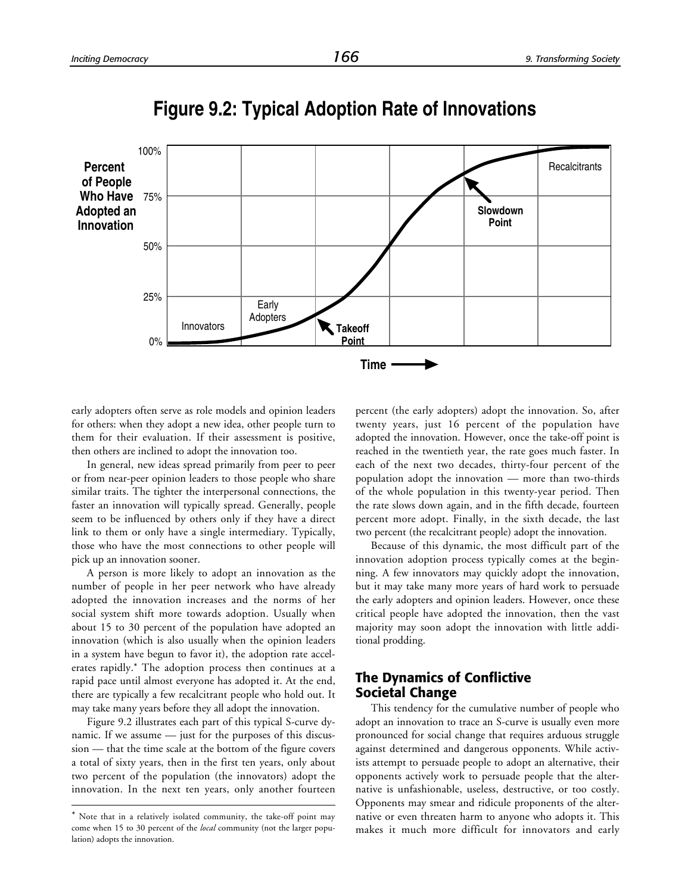## Figure 9.2: Typical Adoption Rate of Innovations

early adopters often serve as role models and opinion leaders for others: when they adopt a new idea, other people turn to them for their evaluation. If their assessment is positive, then others are inclined to adopt the innovation too.

In general, new ideas spread primarily from peer to peer or from near-peer opinion leaders to those people who share similar traits. The tighter the interpersonal connections, the faster an innovation will typically spread. Generally, people seem to be influenced by others only if they have a direct link to them or only have a single intermediary. Typically, those who have the most connections to other people will pick up an innovation sooner.

A person is more likely to adopt an innovation as the number of people in her peer network who have already adopted the innovation increases and the norms of her social system shift more towards adoption. Usually when about 15 to 30 percent of the population have adopted an innovation (which is also usually when the opinion leaders in a system have begun to favor it), the adoption rate accelerates rapidly.* The adoption process then continues at a rapid pace until almost everyone has adopted it. At the end, there are typically a few recalcitrant people who hold out. It may take many years before they all adopt the innovation.

Figure 9.2 illustrates each part of this typical S-curve dynamic. If we assume — just for the purposes of this discussion — that the time scale at the bottom of the figure covers a total of sixty years, then in the first ten years, only about two percent of the population (the innovators) adopt the innovation. In the next ten years, only another fourteen percent (the early adopters) adopt the innovation. So, after twenty years, just 16 percent of the population have adopted the innovation. However, once the take-off point is reached in the twentieth year, the rate goes much faster. In each of the next two decades, thirty-four percent of the population adopt the innovation — more than two-thirds of the whole population in this twenty-year period. Then the rate slows down again, and in the fifth decade, fourteen percent more adopt. Finally, in the sixth decade, the last two percent (the recalcitrant people) adopt the innovation.

Because of this dynamic, the most difficult part of the innovation adoption process typically comes at the beginning. A few innovators may quickly adopt the innovation, but it may take many more years of hard work to persuade the early adopters and opinion leaders. However, once these critical people have adopted the innovation, then the vast majority may soon adopt the innovation with little additional prodding.

### The Dynamics of Conflictive Societal Change

This tendency for the cumulative number of people who adopt an innovation to trace an S-curve is usually even more pronounced for social change that requires arduous struggle against determined and dangerous opponents. While activists attempt to persuade people to adopt an alternative, their opponents actively work to persuade people that the alternative is unfashionable, useless, destructive, or too costly. Opponents may smear and ridicule proponents of the alternative or even threaten harm to anyone who adopts it. This makes it much more difficult for innovators and early

* Note that in a relatively isolated community, the take-off point may come when 15 to 30 percent of the *local* community (not the larger population) adopts the innovation.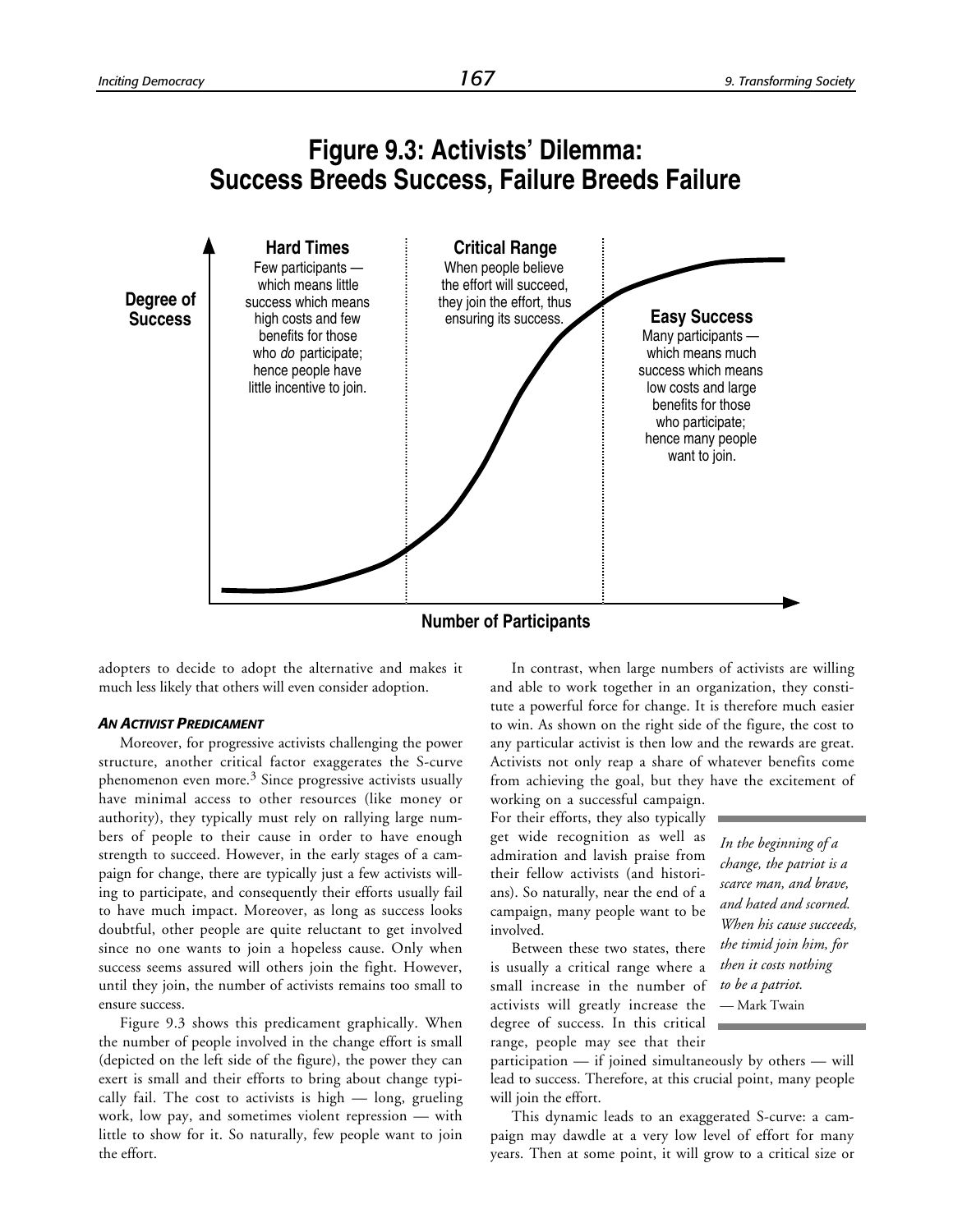## Figure 9.3: Activists' Dilemma: Success Breeds Success, Failure Breeds Failure

**Degree of Success**

**Hard Times**
Few participants — which means little success which means high costs and few benefits for those who *do* participate; hence people have little incentive to join.

**Critical Range**
When people believe the effort will succeed, they join the effort, thus ensuring its success.

**Easy Success**
Many participants — which means much success which means low costs and large benefits for those who participate; hence many people want to join.

**Number of Participants**

adopters to decide to adopt the alternative and makes it much less likely that others will even consider adoption.

#### *An Activist Predicament*

Moreover, for progressive activists challenging the power structure, another critical factor exaggerates the S-curve phenomenon even more.[3] Since progressive activists usually have minimal access to other resources (like money or authority), they typically must rely on rallying large numbers of people to their cause in order to have enough strength to succeed. However, in the early stages of a campaign for change, there are typically just a few activists willing to participate, and consequently their efforts usually fail to have much impact. Moreover, as long as success looks doubtful, other people are quite reluctant to get involved since no one wants to join a hopeless cause. Only when success seems assured will others join the fight. However, until they join, the number of activists remains too small to ensure success.

Figure 9.3 shows this predicament graphically. When the number of people involved in the change effort is small (depicted on the left side of the figure), the power they can exert is small and their efforts to bring about change typically fail. The cost to activists is high — long, grueling work, low pay, and sometimes violent repression — with little to show for it. So naturally, few people want to join the effort.

In contrast, when large numbers of activists are willing and able to work together in an organization, they constitute a powerful force for change. It is therefore much easier to win. As shown on the right side of the figure, the cost to any particular activist is then low and the rewards are great. Activists not only reap a share of whatever benefits come from achieving the goal, but they have the excitement of working on a successful campaign. For their efforts, they also typically get wide recognition as well as admiration and lavish praise from their fellow activists (and historians). So naturally, near the end of a campaign, many people want to be involved.

> *In the beginning of a change, the patriot is a scarce man, and brave, and hated and scorned. When his cause succeeds, the timid join him, for then it costs nothing to be a patriot.*
> — Mark Twain

Between these two states, there is usually a critical range where a small increase in the number of activists will greatly increase the degree of success. In this critical range, people may see that their participation — if joined simultaneously by others — will lead to success. Therefore, at this crucial point, many people will join the effort.

This dynamic leads to an exaggerated S-curve: a campaign may dawdle at a very low level of effort for many years. Then at some point, it will grow to a critical size or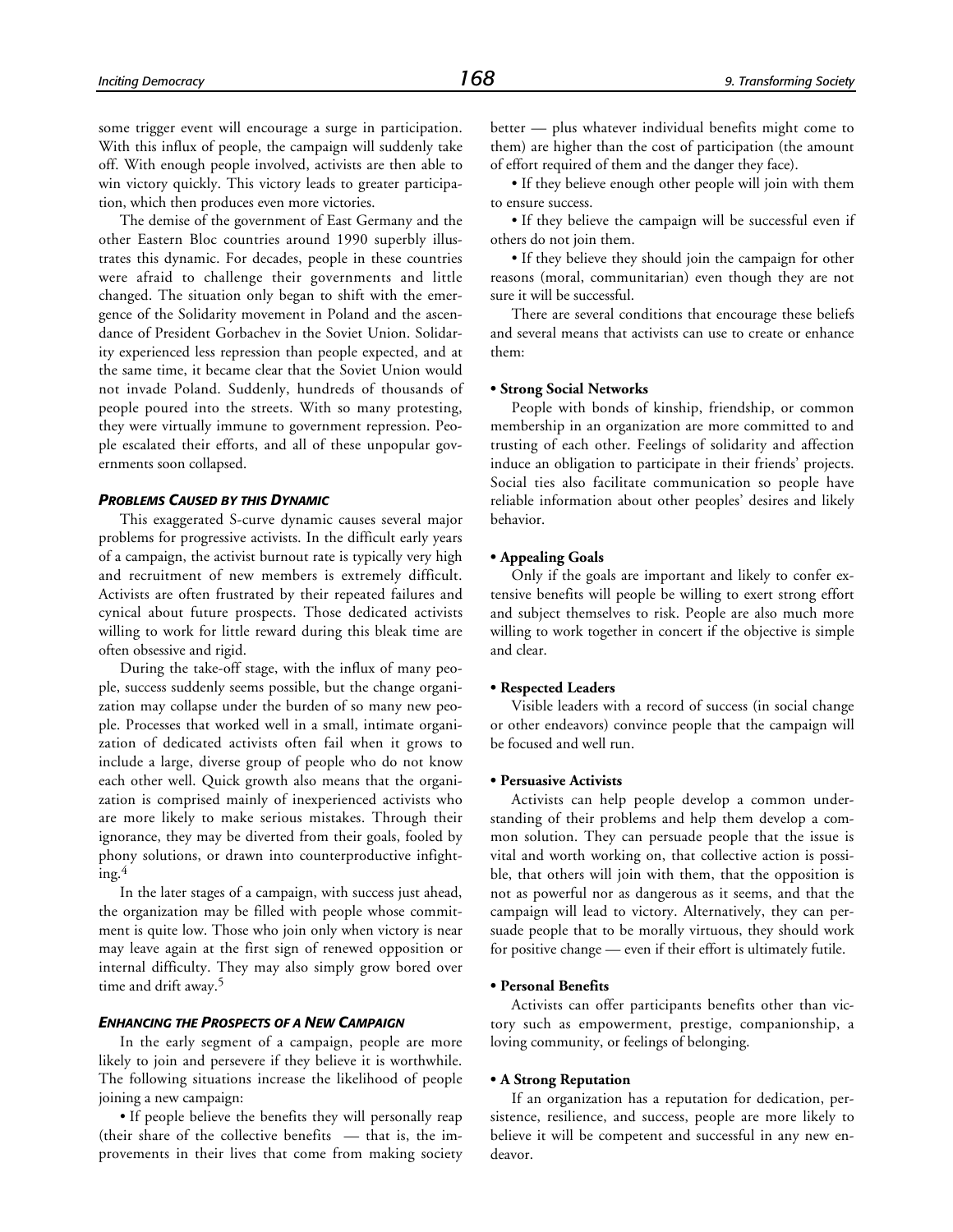some trigger event will encourage a surge in participation. With this influx of people, the campaign will suddenly take off. With enough people involved, activists are then able to win victory quickly. This victory leads to greater participation, which then produces even more victories.

The demise of the government of East Germany and the other Eastern Bloc countries around 1990 superbly illustrates this dynamic. For decades, people in these countries were afraid to challenge their governments and little changed. The situation only began to shift with the emergence of the Solidarity movement in Poland and the ascendance of President Gorbachev in the Soviet Union. Solidarity experienced less repression than people expected, and at the same time, it became clear that the Soviet Union would not invade Poland. Suddenly, hundreds of thousands of people poured into the streets. With so many protesting, they were virtually immune to government repression. People escalated their efforts, and all of these unpopular governments soon collapsed.

#### *Problems Caused by this Dynamic*

This exaggerated S-curve dynamic causes several major problems for progressive activists. In the difficult early years of a campaign, the activist burnout rate is typically very high and recruitment of new members is extremely difficult. Activists are often frustrated by their repeated failures and cynical about future prospects. Those dedicated activists willing to work for little reward during this bleak time are often obsessive and rigid.

During the take-off stage, with the influx of many people, success suddenly seems possible, but the change organization may collapse under the burden of so many new people. Processes that worked well in a small, intimate organization of dedicated activists often fail when it grows to include a large, diverse group of people who do not know each other well. Quick growth also means that the organization is comprised mainly of inexperienced activists who are more likely to make serious mistakes. Through their ignorance, they may be diverted from their goals, fooled by phony solutions, or drawn into counterproductive infighting.[4]

In the later stages of a campaign, with success just ahead, the organization may be filled with people whose commitment is quite low. Those who join only when victory is near may leave again at the first sign of renewed opposition or internal difficulty. They may also simply grow bored over time and drift away.[5]

#### *Enhancing the Prospects of a New Campaign*

In the early segment of a campaign, people are more likely to join and persevere if they believe it is worthwhile. The following situations increase the likelihood of people joining a new campaign:

• If people believe the benefits they will personally reap (their share of the collective benefits — that is, the improvements in their lives that come from making society better — plus whatever individual benefits might come to them) are higher than the cost of participation (the amount of effort required of them and the danger they face).

• If they believe enough other people will join with them to ensure success.

• If they believe the campaign will be successful even if others do not join them.

• If they believe they should join the campaign for other reasons (moral, communitarian) even though they are not sure it will be successful.

There are several conditions that encourage these beliefs and several means that activists can use to create or enhance them:

**• Strong Social Networks**

People with bonds of kinship, friendship, or common membership in an organization are more committed to and trusting of each other. Feelings of solidarity and affection induce an obligation to participate in their friends' projects. Social ties also facilitate communication so people have reliable information about other peoples' desires and likely behavior.

**• Appealing Goals**

Only if the goals are important and likely to confer extensive benefits will people be willing to exert strong effort and subject themselves to risk. People are also much more willing to work together in concert if the objective is simple and clear.

**• Respected Leaders**

Visible leaders with a record of success (in social change or other endeavors) convince people that the campaign will be focused and well run.

**• Persuasive Activists**

Activists can help people develop a common understanding of their problems and help them develop a common solution. They can persuade people that the issue is vital and worth working on, that collective action is possible, that others will join with them, that the opposition is not as powerful nor as dangerous as it seems, and that the campaign will lead to victory. Alternatively, they can persuade people that to be morally virtuous, they should work for positive change — even if their effort is ultimately futile.

**• Personal Benefits**

Activists can offer participants benefits other than victory such as empowerment, prestige, companionship, a loving community, or feelings of belonging.

**• A Strong Reputation**

If an organization has a reputation for dedication, persistence, resilience, and success, people are more likely to believe it will be competent and successful in any new endeavor.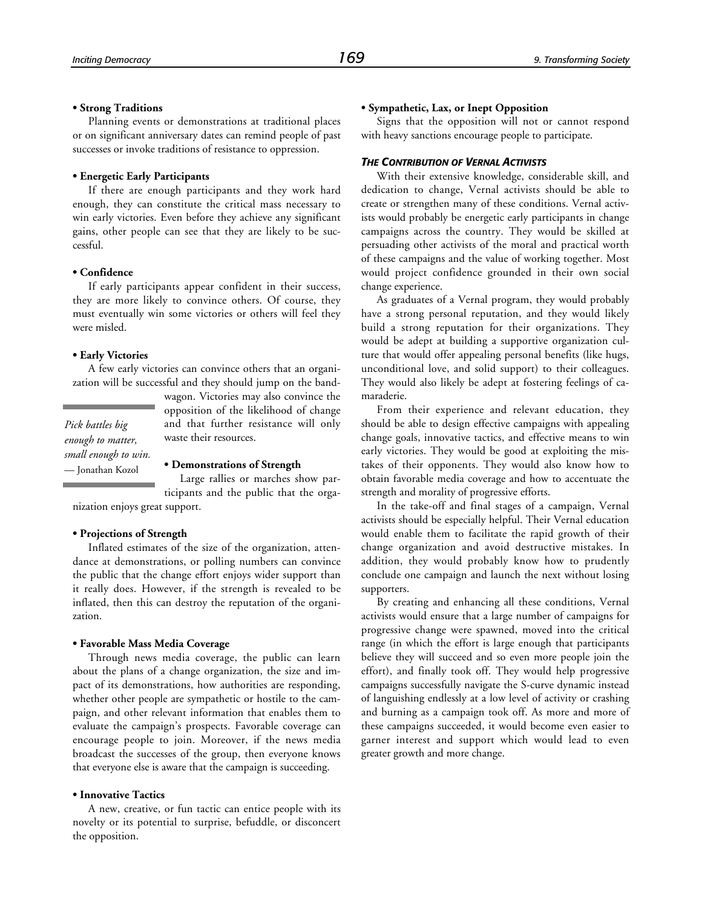**• Strong Traditions**

Planning events or demonstrations at traditional places or on significant anniversary dates can remind people of past successes or invoke traditions of resistance to oppression.

**• Energetic Early Participants**

If there are enough participants and they work hard enough, they can constitute the critical mass necessary to win early victories. Even before they achieve any significant gains, other people can see that they are likely to be successful.

**• Confidence**

If early participants appear confident in their success, they are more likely to convince others. Of course, they must eventually win some victories or others will feel they were misled.

**• Early Victories**

A few early victories can convince others that an organization will be successful and they should jump on the bandwagon. Victories may also convince the opposition of the likelihood of change and that further resistance will only waste their resources.

*Pick battles big enough to matter, small enough to win.*
— Jonathan Kozol

**• Demonstrations of Strength**

Large rallies or marches show participants and the public that the organization enjoys great support.

**• Projections of Strength**

Inflated estimates of the size of the organization, attendance at demonstrations, or polling numbers can convince the public that the change effort enjoys wider support than it really does. However, if the strength is revealed to be inflated, then this can destroy the reputation of the organization.

**• Favorable Mass Media Coverage**

Through news media coverage, the public can learn about the plans of a change organization, the size and impact of its demonstrations, how authorities are responding, whether other people are sympathetic or hostile to the campaign, and other relevant information that enables them to evaluate the campaign's prospects. Favorable coverage can encourage people to join. Moreover, if the news media broadcast the successes of the group, then everyone knows that everyone else is aware that the campaign is succeeding.

**• Innovative Tactics**

A new, creative, or fun tactic can entice people with its novelty or its potential to surprise, befuddle, or disconcert the opposition.

**• Sympathetic, Lax, or Inept Opposition**

Signs that the opposition will not or cannot respond with heavy sanctions encourage people to participate.

### *THE CONTRIBUTION OF VERNAL ACTIVISTS*

With their extensive knowledge, considerable skill, and dedication to change, Vernal activists should be able to create or strengthen many of these conditions. Vernal activists would probably be energetic early participants in change campaigns across the country. They would be skilled at persuading other activists of the moral and practical worth of these campaigns and the value of working together. Most would project confidence grounded in their own social change experience.

As graduates of a Vernal program, they would probably have a strong personal reputation, and they would likely build a strong reputation for their organizations. They would be adept at building a supportive organization culture that would offer appealing personal benefits (like hugs, unconditional love, and solid support) to their colleagues. They would also likely be adept at fostering feelings of camaraderie.

From their experience and relevant education, they should be able to design effective campaigns with appealing change goals, innovative tactics, and effective means to win early victories. They would be good at exploiting the mistakes of their opponents. They would also know how to obtain favorable media coverage and how to accentuate the strength and morality of progressive efforts.

In the take-off and final stages of a campaign, Vernal activists should be especially helpful. Their Vernal education would enable them to facilitate the rapid growth of their change organization and avoid destructive mistakes. In addition, they would probably know how to prudently conclude one campaign and launch the next without losing supporters.

By creating and enhancing all these conditions, Vernal activists would ensure that a large number of campaigns for progressive change were spawned, moved into the critical range (in which the effort is large enough that participants believe they will succeed and so even more people join the effort), and finally took off. They would help progressive campaigns successfully navigate the S-curve dynamic instead of languishing endlessly at a low level of activity or crashing and burning as a campaign took off. As more and more of these campaigns succeeded, it would become even easier to garner interest and support which would lead to even greater growth and more change.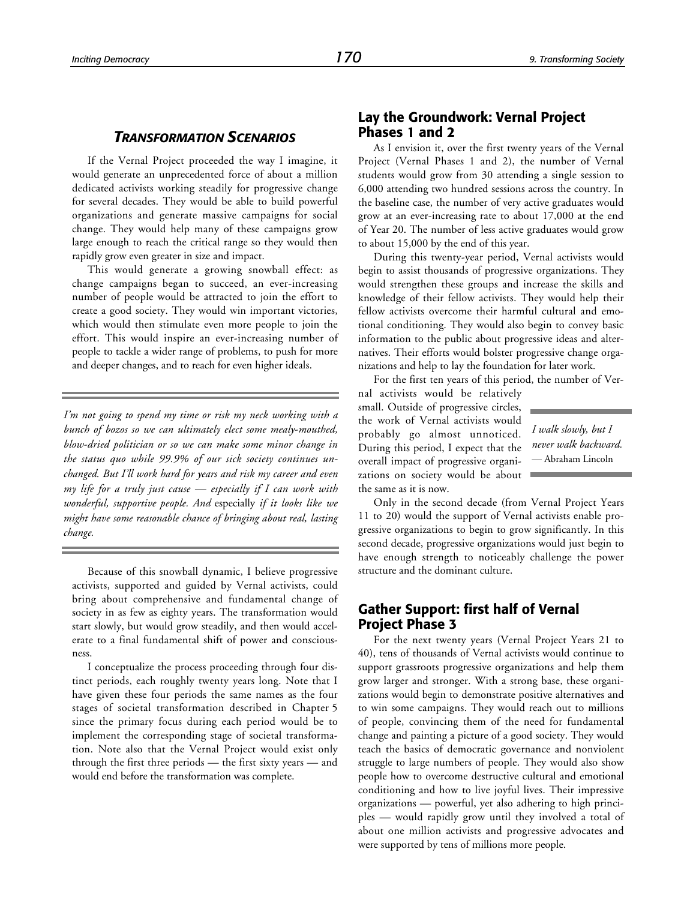## *TRANSFORMATION SCENARIOS*

If the Vernal Project proceeded the way I imagine, it would generate an unprecedented force of about a million dedicated activists working steadily for progressive change for several decades. They would be able to build powerful organizations and generate massive campaigns for social change. They would help many of these campaigns grow large enough to reach the critical range so they would then rapidly grow even greater in size and impact.

This would generate a growing snowball effect: as change campaigns began to succeed, an ever-increasing number of people would be attracted to join the effort to create a good society. They would win important victories, which would then stimulate even more people to join the effort. This would inspire an ever-increasing number of people to tackle a wider range of problems, to push for more and deeper changes, and to reach for even higher ideals.

---

*I'm not going to spend my time or risk my neck working with a bunch of bozos so we can ultimately elect some mealy-mouthed, blow-dried politician or so we can make some minor change in the status quo while 99.9% of our sick society continues unchanged. But I'll work hard for years and risk my career and even my life for a truly just cause — especially if I can work with wonderful, supportive people. And* especially *if it looks like we might have some reasonable chance of bringing about real, lasting change.*

---

Because of this snowball dynamic, I believe progressive activists, supported and guided by Vernal activists, could bring about comprehensive and fundamental change of society in as few as eighty years. The transformation would start slowly, but would grow steadily, and then would accelerate to a final fundamental shift of power and consciousness.

I conceptualize the process proceeding through four distinct periods, each roughly twenty years long. Note that I have given these four periods the same names as the four stages of societal transformation described in Chapter 5 since the primary focus during each period would be to implement the corresponding stage of societal transformation. Note also that the Vernal Project would exist only through the first three periods — the first sixty years — and would end before the transformation was complete.

### Lay the Groundwork: Vernal Project Phases 1 and 2

As I envision it, over the first twenty years of the Vernal Project (Vernal Phases 1 and 2), the number of Vernal students would grow from 30 attending a single session to 6,000 attending two hundred sessions across the country. In the baseline case, the number of very active graduates would grow at an ever-increasing rate to about 17,000 at the end of Year 20. The number of less active graduates would grow to about 15,000 by the end of this year.

During this twenty-year period, Vernal activists would begin to assist thousands of progressive organizations. They would strengthen these groups and increase the skills and knowledge of their fellow activists. They would help their fellow activists overcome their harmful cultural and emotional conditioning. They would also begin to convey basic information to the public about progressive ideas and alternatives. Their efforts would bolster progressive change organizations and help to lay the foundation for later work.

For the first ten years of this period, the number of Vernal activists would be relatively small. Outside of progressive circles, the work of Vernal activists would probably go almost unnoticed. During this period, I expect that the overall impact of progressive organizations on society would be about the same as it is now.

---

*I walk slowly, but I never walk backward.*
— Abraham Lincoln

---

Only in the second decade (from Vernal Project Years 11 to 20) would the support of Vernal activists enable progressive organizations to begin to grow significantly. In this second decade, progressive organizations would just begin to have enough strength to noticeably challenge the power structure and the dominant culture.

### Gather Support: first half of Vernal Project Phase 3

For the next twenty years (Vernal Project Years 21 to 40), tens of thousands of Vernal activists would continue to support grassroots progressive organizations and help them grow larger and stronger. With a strong base, these organizations would begin to demonstrate positive alternatives and to win some campaigns. They would reach out to millions of people, convincing them of the need for fundamental change and painting a picture of a good society. They would teach the basics of democratic governance and nonviolent struggle to large numbers of people. They would also show people how to overcome destructive cultural and emotional conditioning and how to live joyful lives. Their impressive organizations — powerful, yet also adhering to high principles — would rapidly grow until they involved a total of about one million activists and progressive advocates and were supported by tens of millions more people.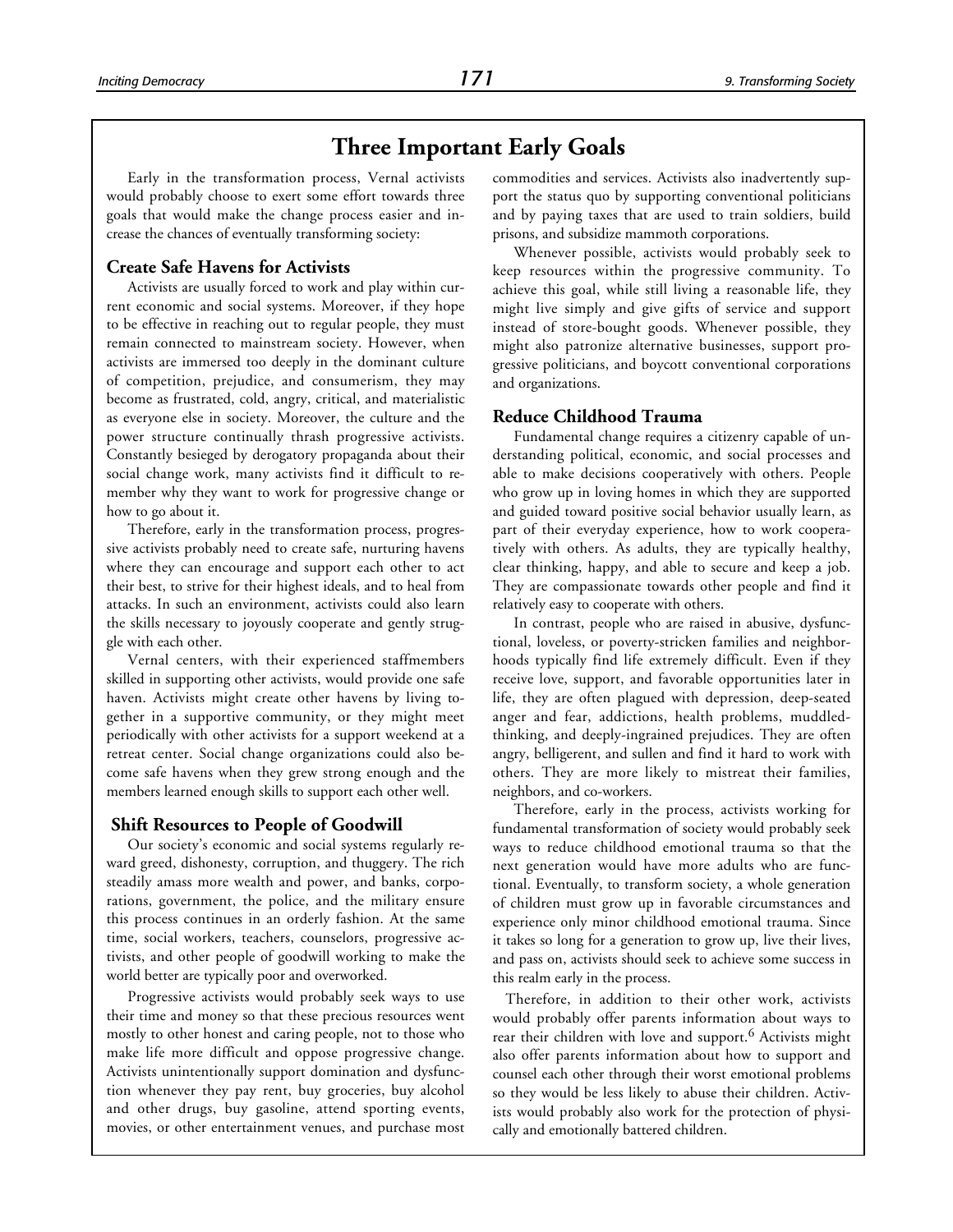## Three Important Early Goals

Early in the transformation process, Vernal activists would probably choose to exert some effort towards three goals that would make the change process easier and increase the chances of eventually transforming society:

### Create Safe Havens for Activists

Activists are usually forced to work and play within current economic and social systems. Moreover, if they hope to be effective in reaching out to regular people, they must remain connected to mainstream society. However, when activists are immersed too deeply in the dominant culture of competition, prejudice, and consumerism, they may become as frustrated, cold, angry, critical, and materialistic as everyone else in society. Moreover, the culture and the power structure continually thrash progressive activists. Constantly besieged by derogatory propaganda about their social change work, many activists find it difficult to remember why they want to work for progressive change or how to go about it.

Therefore, early in the transformation process, progressive activists probably need to create safe, nurturing havens where they can encourage and support each other to act their best, to strive for their highest ideals, and to heal from attacks. In such an environment, activists could also learn the skills necessary to joyously cooperate and gently struggle with each other.

Vernal centers, with their experienced staffmembers skilled in supporting other activists, would provide one safe haven. Activists might create other havens by living together in a supportive community, or they might meet periodically with other activists for a support weekend at a retreat center. Social change organizations could also become safe havens when they grew strong enough and the members learned enough skills to support each other well.

### Shift Resources to People of Goodwill

Our society's economic and social systems regularly reward greed, dishonesty, corruption, and thuggery. The rich steadily amass more wealth and power, and banks, corporations, government, the police, and the military ensure this process continues in an orderly fashion. At the same time, social workers, teachers, counselors, progressive activists, and other people of goodwill working to make the world better are typically poor and overworked.

Progressive activists would probably seek ways to use their time and money so that these precious resources went mostly to other honest and caring people, not to those who make life more difficult and oppose progressive change. Activists unintentionally support domination and dysfunction whenever they pay rent, buy groceries, buy alcohol and other drugs, buy gasoline, attend sporting events, movies, or other entertainment venues, and purchase most commodities and services. Activists also inadvertently support the status quo by supporting conventional politicians and by paying taxes that are used to train soldiers, build prisons, and subsidize mammoth corporations.

Whenever possible, activists would probably seek to keep resources within the progressive community. To achieve this goal, while still living a reasonable life, they might live simply and give gifts of service and support instead of store-bought goods. Whenever possible, they might also patronize alternative businesses, support progressive politicians, and boycott conventional corporations and organizations.

### Reduce Childhood Trauma

Fundamental change requires a citizenry capable of understanding political, economic, and social processes and able to make decisions cooperatively with others. People who grow up in loving homes in which they are supported and guided toward positive social behavior usually learn, as part of their everyday experience, how to work cooperatively with others. As adults, they are typically healthy, clear thinking, happy, and able to secure and keep a job. They are compassionate towards other people and find it relatively easy to cooperate with others.

In contrast, people who are raised in abusive, dysfunctional, loveless, or poverty-stricken families and neighborhoods typically find life extremely difficult. Even if they receive love, support, and favorable opportunities later in life, they are often plagued with depression, deep-seated anger and fear, addictions, health problems, muddled-thinking, and deeply-ingrained prejudices. They are often angry, belligerent, and sullen and find it hard to work with others. They are more likely to mistreat their families, neighbors, and co-workers.

Therefore, early in the process, activists working for fundamental transformation of society would probably seek ways to reduce childhood emotional trauma so that the next generation would have more adults who are functional. Eventually, to transform society, a whole generation of children must grow up in favorable circumstances and experience only minor childhood emotional trauma. Since it takes so long for a generation to grow up, live their lives, and pass on, activists should seek to achieve some success in this realm early in the process.

Therefore, in addition to their other work, activists would probably offer parents information about ways to rear their children with love and support.[6] Activists might also offer parents information about how to support and counsel each other through their worst emotional problems so they would be less likely to abuse their children. Activists would probably also work for the protection of physically and emotionally battered children.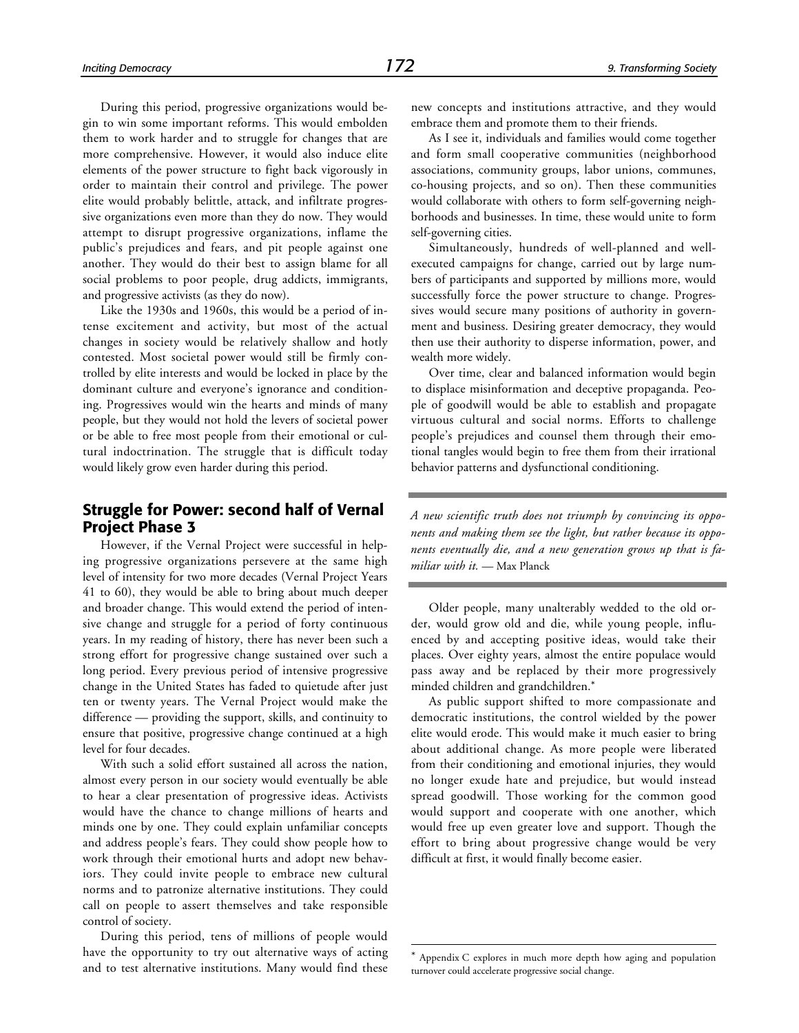During this period, progressive organizations would begin to win some important reforms. This would embolden them to work harder and to struggle for changes that are more comprehensive. However, it would also induce elite elements of the power structure to fight back vigorously in order to maintain their control and privilege. The power elite would probably belittle, attack, and infiltrate progressive organizations even more than they do now. They would attempt to disrupt progressive organizations, inflame the public's prejudices and fears, and pit people against one another. They would do their best to assign blame for all social problems to poor people, drug addicts, immigrants, and progressive activists (as they do now).

Like the 1930s and 1960s, this would be a period of intense excitement and activity, but most of the actual changes in society would be relatively shallow and hotly contested. Most societal power would still be firmly controlled by elite interests and would be locked in place by the dominant culture and everyone's ignorance and conditioning. Progressives would win the hearts and minds of many people, but they would not hold the levers of societal power or be able to free most people from their emotional or cultural indoctrination. The struggle that is difficult today would likely grow even harder during this period.

## Struggle for Power: second half of Vernal Project Phase 3

However, if the Vernal Project were successful in helping progressive organizations persevere at the same high level of intensity for two more decades (Vernal Project Years 41 to 60), they would be able to bring about much deeper and broader change. This would extend the period of intensive change and struggle for a period of forty continuous years. In my reading of history, there has never been such a strong effort for progressive change sustained over such a long period. Every previous period of intensive progressive change in the United States has faded to quietude after just ten or twenty years. The Vernal Project would make the difference — providing the support, skills, and continuity to ensure that positive, progressive change continued at a high level for four decades.

With such a solid effort sustained all across the nation, almost every person in our society would eventually be able to hear a clear presentation of progressive ideas. Activists would have the chance to change millions of hearts and minds one by one. They could explain unfamiliar concepts and address people's fears. They could show people how to work through their emotional hurts and adopt new behaviors. They could invite people to embrace new cultural norms and to patronize alternative institutions. They could call on people to assert themselves and take responsible control of society.

During this period, tens of millions of people would have the opportunity to try out alternative ways of acting and to test alternative institutions. Many would find these new concepts and institutions attractive, and they would embrace them and promote them to their friends.

As I see it, individuals and families would come together and form small cooperative communities (neighborhood associations, community groups, labor unions, communes, co-housing projects, and so on). Then these communities would collaborate with others to form self-governing neighborhoods and businesses. In time, these would unite to form self-governing cities.

Simultaneously, hundreds of well-planned and well-executed campaigns for change, carried out by large numbers of participants and supported by millions more, would successfully force the power structure to change. Progressives would secure many positions of authority in government and business. Desiring greater democracy, they would then use their authority to disperse information, power, and wealth more widely.

Over time, clear and balanced information would begin to displace misinformation and deceptive propaganda. People of goodwill would be able to establish and propagate virtuous cultural and social norms. Efforts to challenge people's prejudices and counsel them through their emotional tangles would begin to free them from their irrational behavior patterns and dysfunctional conditioning.

> *A new scientific truth does not triumph by convincing its opponents and making them see the light, but rather because its opponents eventually die, and a new generation grows up that is familiar with it.* — Max Planck

Older people, many unalterably wedded to the old order, would grow old and die, while young people, influenced by and accepting positive ideas, would take their places. Over eighty years, almost the entire populace would pass away and be replaced by their more progressively minded children and grandchildren.*

As public support shifted to more compassionate and democratic institutions, the control wielded by the power elite would erode. This would make it much easier to bring about additional change. As more people were liberated from their conditioning and emotional injuries, they would no longer exude hate and prejudice, but would instead spread goodwill. Those working for the common good would support and cooperate with one another, which would free up even greater love and support. Though the effort to bring about progressive change would be very difficult at first, it would finally become easier.

---

* Appendix C explores in much more depth how aging and population turnover could accelerate progressive social change.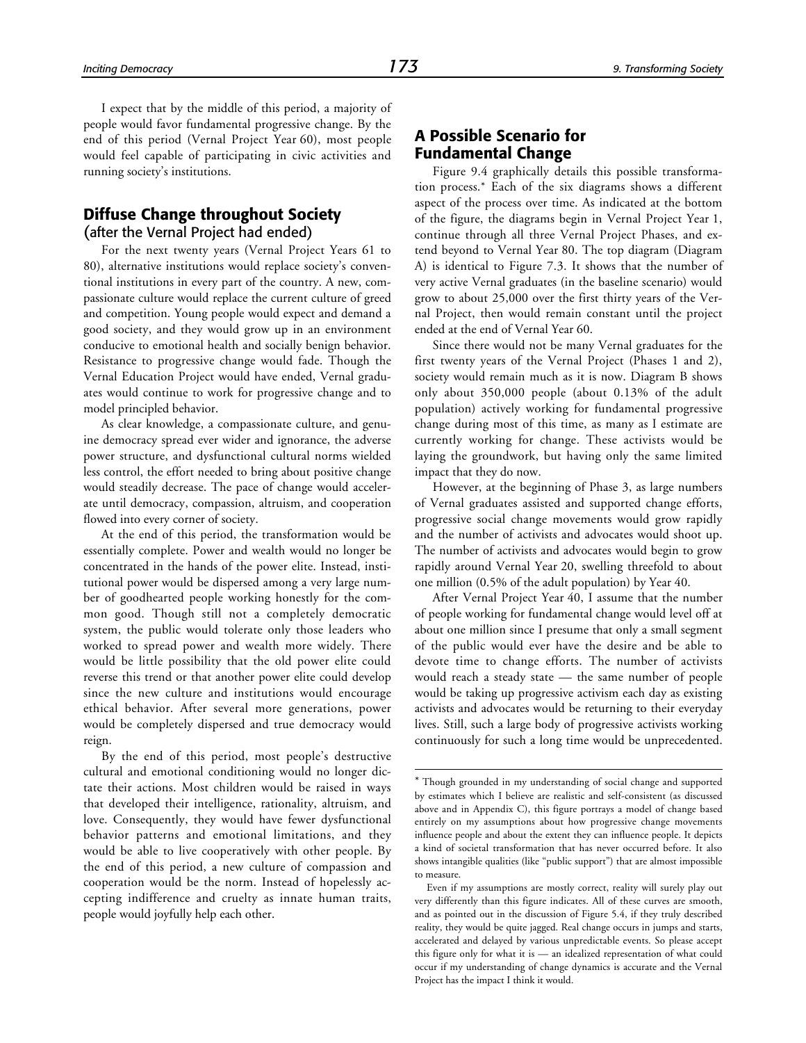I expect that by the middle of this period, a majority of people would favor fundamental progressive change. By the end of this period (Vernal Project Year 60), most people would feel capable of participating in civic activities and running society's institutions.

## Diffuse Change throughout Society
(after the Vernal Project had ended)

For the next twenty years (Vernal Project Years 61 to 80), alternative institutions would replace society's conventional institutions in every part of the country. A new, compassionate culture would replace the current culture of greed and competition. Young people would expect and demand a good society, and they would grow up in an environment conducive to emotional health and socially benign behavior. Resistance to progressive change would fade. Though the Vernal Education Project would have ended, Vernal graduates would continue to work for progressive change and to model principled behavior.

As clear knowledge, a compassionate culture, and genuine democracy spread ever wider and ignorance, the adverse power structure, and dysfunctional cultural norms wielded less control, the effort needed to bring about positive change would steadily decrease. The pace of change would accelerate until democracy, compassion, altruism, and cooperation flowed into every corner of society.

At the end of this period, the transformation would be essentially complete. Power and wealth would no longer be concentrated in the hands of the power elite. Instead, institutional power would be dispersed among a very large number of goodhearted people working honestly for the common good. Though still not a completely democratic system, the public would tolerate only those leaders who worked to spread power and wealth more widely. There would be little possibility that the old power elite could reverse this trend or that another power elite could develop since the new culture and institutions would encourage ethical behavior. After several more generations, power would be completely dispersed and true democracy would reign.

By the end of this period, most people's destructive cultural and emotional conditioning would no longer dictate their actions. Most children would be raised in ways that developed their intelligence, rationality, altruism, and love. Consequently, they would have fewer dysfunctional behavior patterns and emotional limitations, and they would be able to live cooperatively with other people. By the end of this period, a new culture of compassion and cooperation would be the norm. Instead of hopelessly accepting indifference and cruelty as innate human traits, people would joyfully help each other.

## A Possible Scenario for Fundamental Change

Figure 9.4 graphically details this possible transformation process.* Each of the six diagrams shows a different aspect of the process over time. As indicated at the bottom of the figure, the diagrams begin in Vernal Project Year 1, continue through all three Vernal Project Phases, and extend beyond to Vernal Year 80. The top diagram (Diagram A) is identical to Figure 7.3. It shows that the number of very active Vernal graduates (in the baseline scenario) would grow to about 25,000 over the first thirty years of the Vernal Project, then would remain constant until the project ended at the end of Vernal Year 60.

Since there would not be many Vernal graduates for the first twenty years of the Vernal Project (Phases 1 and 2), society would remain much as it is now. Diagram B shows only about 350,000 people (about 0.13% of the adult population) actively working for fundamental progressive change during most of this time, as many as I estimate are currently working for change. These activists would be laying the groundwork, but having only the same limited impact that they do now.

However, at the beginning of Phase 3, as large numbers of Vernal graduates assisted and supported change efforts, progressive social change movements would grow rapidly and the number of activists and advocates would shoot up. The number of activists and advocates would begin to grow rapidly around Vernal Year 20, swelling threefold to about one million (0.5% of the adult population) by Year 40.

After Vernal Project Year 40, I assume that the number of people working for fundamental change would level off at about one million since I presume that only a small segment of the public would ever have the desire and be able to devote time to change efforts. The number of activists would reach a steady state — the same number of people would be taking up progressive activism each day as existing activists and advocates would be returning to their everyday lives. Still, such a large body of progressive activists working continuously for such a long time would be unprecedented.

---

* Though grounded in my understanding of social change and supported by estimates which I believe are realistic and self-consistent (as discussed above and in Appendix C), this figure portrays a model of change based entirely on my assumptions about how progressive change movements influence people and about the extent they can influence people. It depicts a kind of societal transformation that has never occurred before. It also shows intangible qualities (like "public support") that are almost impossible to measure.

Even if my assumptions are mostly correct, reality will surely play out very differently than this figure indicates. All of these curves are smooth, and as pointed out in the discussion of Figure 5.4, if they truly described reality, they would be quite jagged. Real change occurs in jumps and starts, accelerated and delayed by various unpredictable events. So please accept this figure only for what it is — an idealized representation of what could occur if my understanding of change dynamics is accurate and the Vernal Project has the impact I think it would.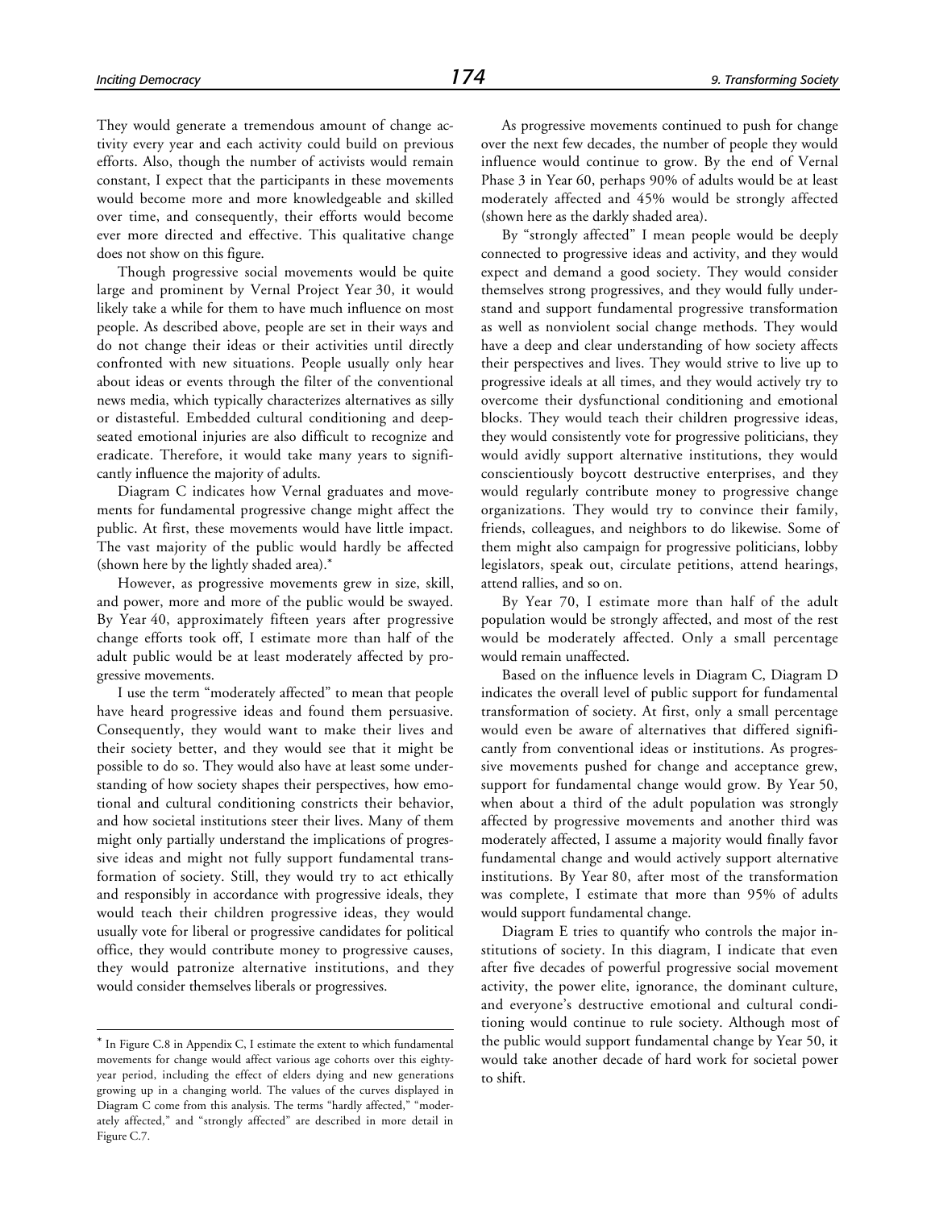They would generate a tremendous amount of change activity every year and each activity could build on previous efforts. Also, though the number of activists would remain constant, I expect that the participants in these movements would become more and more knowledgeable and skilled over time, and consequently, their efforts would become ever more directed and effective. This qualitative change does not show on this figure.

Though progressive social movements would be quite large and prominent by Vernal Project Year 30, it would likely take a while for them to have much influence on most people. As described above, people are set in their ways and do not change their ideas or their activities until directly confronted with new situations. People usually only hear about ideas or events through the filter of the conventional news media, which typically characterizes alternatives as silly or distasteful. Embedded cultural conditioning and deep-seated emotional injuries are also difficult to recognize and eradicate. Therefore, it would take many years to significantly influence the majority of adults.

Diagram C indicates how Vernal graduates and movements for fundamental progressive change might affect the public. At first, these movements would have little impact. The vast majority of the public would hardly be affected (shown here by the lightly shaded area).*

However, as progressive movements grew in size, skill, and power, more and more of the public would be swayed. By Year 40, approximately fifteen years after progressive change efforts took off, I estimate more than half of the adult public would be at least moderately affected by progressive movements.

I use the term "moderately affected" to mean that people have heard progressive ideas and found them persuasive. Consequently, they would want to make their lives and their society better, and they would see that it might be possible to do so. They would also have at least some understanding of how society shapes their perspectives, how emotional and cultural conditioning constricts their behavior, and how societal institutions steer their lives. Many of them might only partially understand the implications of progressive ideas and might not fully support fundamental transformation of society. Still, they would try to act ethically and responsibly in accordance with progressive ideals, they would teach their children progressive ideas, they would usually vote for liberal or progressive candidates for political office, they would contribute money to progressive causes, they would patronize alternative institutions, and they would consider themselves liberals or progressives.

As progressive movements continued to push for change over the next few decades, the number of people they would influence would continue to grow. By the end of Vernal Phase 3 in Year 60, perhaps 90% of adults would be at least moderately affected and 45% would be strongly affected (shown here as the darkly shaded area).

By "strongly affected" I mean people would be deeply connected to progressive ideas and activity, and they would expect and demand a good society. They would consider themselves strong progressives, and they would fully understand and support fundamental progressive transformation as well as nonviolent social change methods. They would have a deep and clear understanding of how society affects their perspectives and lives. They would strive to live up to progressive ideals at all times, and they would actively try to overcome their dysfunctional conditioning and emotional blocks. They would teach their children progressive ideas, they would consistently vote for progressive politicians, they would avidly support alternative institutions, they would conscientiously boycott destructive enterprises, and they would regularly contribute money to progressive change organizations. They would try to convince their family, friends, colleagues, and neighbors to do likewise. Some of them might also campaign for progressive politicians, lobby legislators, speak out, circulate petitions, attend hearings, attend rallies, and so on.

By Year 70, I estimate more than half of the adult population would be strongly affected, and most of the rest would be moderately affected. Only a small percentage would remain unaffected.

Based on the influence levels in Diagram C, Diagram D indicates the overall level of public support for fundamental transformation of society. At first, only a small percentage would even be aware of alternatives that differed significantly from conventional ideas or institutions. As progressive movements pushed for change and acceptance grew, support for fundamental change would grow. By Year 50, when about a third of the adult population was strongly affected by progressive movements and another third was moderately affected, I assume a majority would finally favor fundamental change and would actively support alternative institutions. By Year 80, after most of the transformation was complete, I estimate that more than 95% of adults would support fundamental change.

Diagram E tries to quantify who controls the major institutions of society. In this diagram, I indicate that even after five decades of powerful progressive social movement activity, the power elite, ignorance, the dominant culture, and everyone's destructive emotional and cultural conditioning would continue to rule society. Although most of the public would support fundamental change by Year 50, it would take another decade of hard work for societal power to shift.

---

* In Figure C.8 in Appendix C, I estimate the extent to which fundamental movements for change would affect various age cohorts over this eighty-year period, including the effect of elders dying and new generations growing up in a changing world. The values of the curves displayed in Diagram C come from this analysis. The terms "hardly affected," "moderately affected," and "strongly affected" are described in more detail in Figure C.7.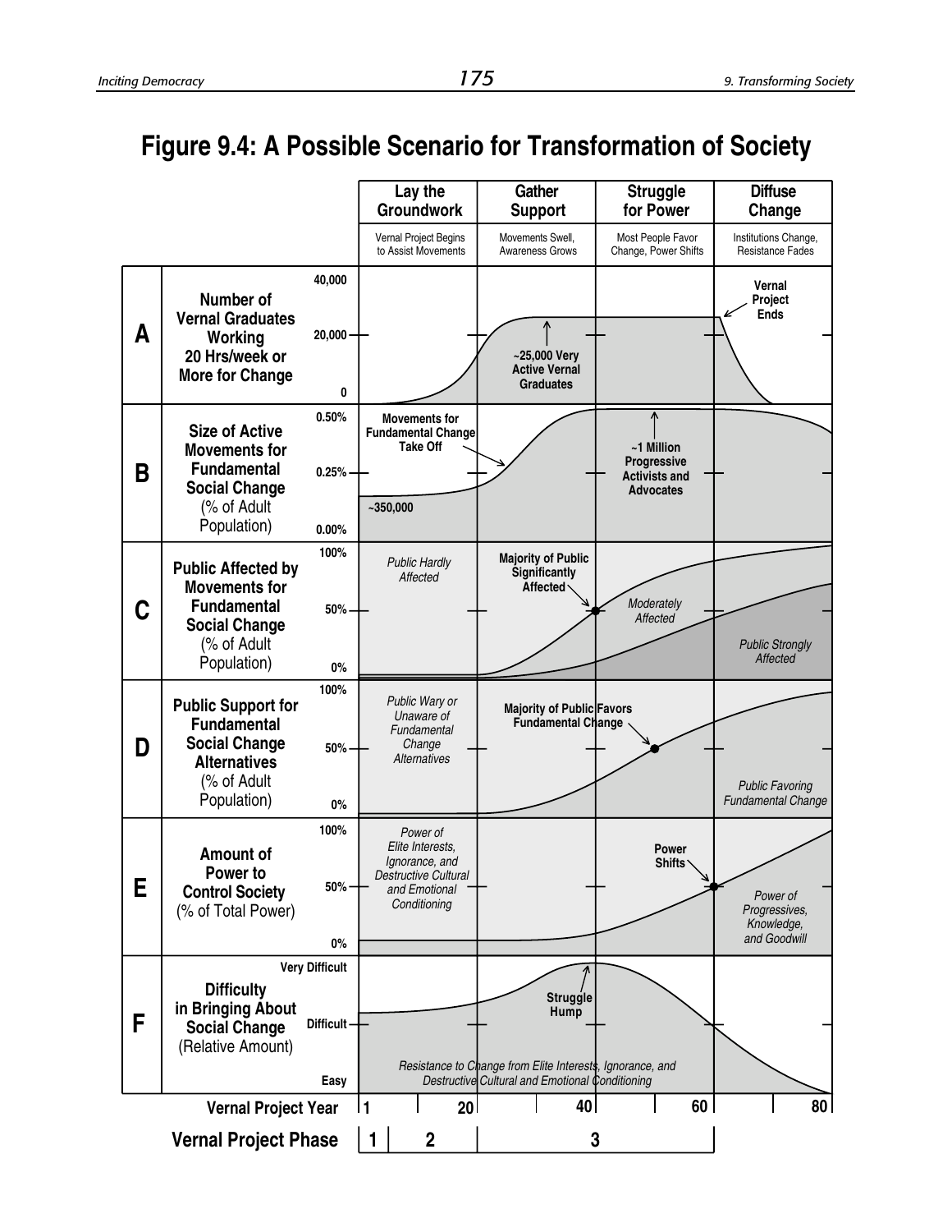# Figure 9.4: A Possible Scenario for Transformation of Society

| | Lay the Groundwork | Gather Support | Struggle for Power | Diffuse Change |
|---|---|---|---|---|
| | Vernal Project Begins to Assist Movements | Movements Swell, Awareness Grows | Most People Favor Change, Power Shifts | Institutions Change, Resistance Fades |

**A — Number of Vernal Graduates Working 20 Hrs/week or More for Change** (0; 20,000; 40,000)

- ~25,000 Very Active Vernal Graduates
- Vernal Project Ends

**B — Size of Active Movements for Fundamental Social Change** (% of Adult Population) (0.00%; 0.25%; 0.50%)

- ~350,000
- Movements for Fundamental Change Take Off
- ~1 Million Progressive Activists and Advocates

**C — Public Affected by Movements for Fundamental Social Change** (% of Adult Population) (0%; 50%; 100%)

- *Public Hardly Affected*
- Majority of Public Significantly Affected
- *Moderately Affected*
- *Public Strongly Affected*

**D — Public Support for Fundamental Social Change Alternatives** (% of Adult Population) (0%; 50%; 100%)

- *Public Wary or Unaware of Fundamental Change Alternatives*
- Majority of Public Favors Fundamental Change
- *Public Favoring Fundamental Change*

**E — Amount of Power to Control Society** (% of Total Power) (0%; 50%; 100%)

- *Power of Elite Interests, Ignorance, and Destructive Cultural and Emotional Conditioning*
- Power Shifts
- *Power of Progressives, Knowledge, and Goodwill*

**F — Difficulty in Bringing About Social Change** (Relative Amount) (Easy; Difficult; Very Difficult)

- Struggle Hump
- *Resistance to Change from Elite Interests, Ignorance, and Destructive Cultural and Emotional Conditioning*

**Vernal Project Year:** 1, 20, 40, 60, 80

**Vernal Project Phase:** 1, 2, 3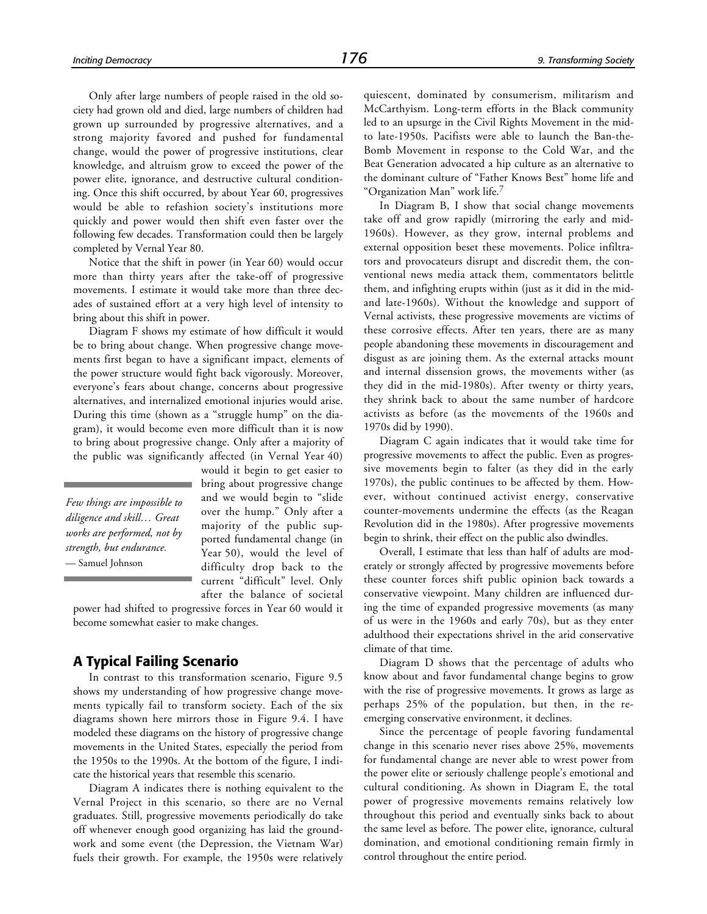Only after large numbers of people raised in the old society had grown old and died, large numbers of children had grown up surrounded by progressive alternatives, and a strong majority favored and pushed for fundamental change, would the power of progressive institutions, clear knowledge, and altruism grow to exceed the power of the power elite, ignorance, and destructive cultural conditioning. Once this shift occurred, by about Year 60, progressives would be able to refashion society's institutions more quickly and power would then shift even faster over the following few decades. Transformation could then be largely completed by Vernal Year 80.

Notice that the shift in power (in Year 60) would occur more than thirty years after the take-off of progressive movements. I estimate it would take more than three decades of sustained effort at a very high level of intensity to bring about this shift in power.

Diagram F shows my estimate of how difficult it would be to bring about change. When progressive change movements first began to have a significant impact, elements of the power structure would fight back vigorously. Moreover, everyone's fears about change, concerns about progressive alternatives, and internalized emotional injuries would arise. During this time (shown as a "struggle hump" on the diagram), it would become even more difficult than it is now to bring about progressive change. Only after a majority of the public was significantly affected (in Vernal Year 40) would it begin to get easier to bring about progressive change and we would begin to "slide over the hump." Only after a majority of the public supported fundamental change (in Year 50), would the level of difficulty drop back to the current "difficult" level. Only after the balance of societal power had shifted to progressive forces in Year 60 would it become somewhat easier to make changes.

> *Few things are impossible to diligence and skill… Great works are performed, not by strength, but endurance.*
> — Samuel Johnson

## A Typical Failing Scenario

In contrast to this transformation scenario, Figure 9.5 shows my understanding of how progressive change movements typically fail to transform society. Each of the six diagrams shown here mirrors those in Figure 9.4. I have modeled these diagrams on the history of progressive change movements in the United States, especially the period from the 1950s to the 1990s. At the bottom of the figure, I indicate the historical years that resemble this scenario.

Diagram A indicates there is nothing equivalent to the Vernal Project in this scenario, so there are no Vernal graduates. Still, progressive movements periodically do take off whenever enough good organizing has laid the groundwork and some event (the Depression, the Vietnam War) fuels their growth. For example, the 1950s were relatively quiescent, dominated by consumerism, militarism and McCarthyism. Long-term efforts in the Black community led to an upsurge in the Civil Rights Movement in the mid- to late-1950s. Pacifists were able to launch the Ban-the-Bomb Movement in response to the Cold War, and the Beat Generation advocated a hip culture as an alternative to the dominant culture of "Father Knows Best" home life and "Organization Man" work life.[7]

In Diagram B, I show that social change movements take off and grow rapidly (mirroring the early and mid-1960s). However, as they grow, internal problems and external opposition beset these movements. Police infiltrators and provocateurs disrupt and discredit them, the conventional news media attack them, commentators belittle them, and infighting erupts within (just as it did in the mid- and late-1960s). Without the knowledge and support of Vernal activists, these progressive movements are victims of these corrosive effects. After ten years, there are as many people abandoning these movements in discouragement and disgust as are joining them. As the external attacks mount and internal dissension grows, the movements wither (as they did in the mid-1980s). After twenty or thirty years, they shrink back to about the same number of hardcore activists as before (as the movements of the 1960s and 1970s did by 1990).

Diagram C again indicates that it would take time for progressive movements to affect the public. Even as progressive movements begin to falter (as they did in the early 1970s), the public continues to be affected by them. However, without continued activist energy, conservative counter-movements undermine the effects (as the Reagan Revolution did in the 1980s). After progressive movements begin to shrink, their effect on the public also dwindles.

Overall, I estimate that less than half of adults are moderately or strongly affected by progressive movements before these counter forces shift public opinion back towards a conservative viewpoint. Many children are influenced during the time of expanded progressive movements (as many of us were in the 1960s and early 70s), but as they enter adulthood their expectations shrivel in the arid conservative climate of that time.

Diagram D shows that the percentage of adults who know about and favor fundamental change begins to grow with the rise of progressive movements. It grows as large as perhaps 25% of the population, but then, in the re-emerging conservative environment, it declines.

Since the percentage of people favoring fundamental change in this scenario never rises above 25%, movements for fundamental change are never able to wrest power from the power elite or seriously challenge people's emotional and cultural conditioning. As shown in Diagram E, the total power of progressive movements remains relatively low throughout this period and eventually sinks back to about the same level as before. The power elite, ignorance, cultural domination, and emotional conditioning remain firmly in control throughout the entire period.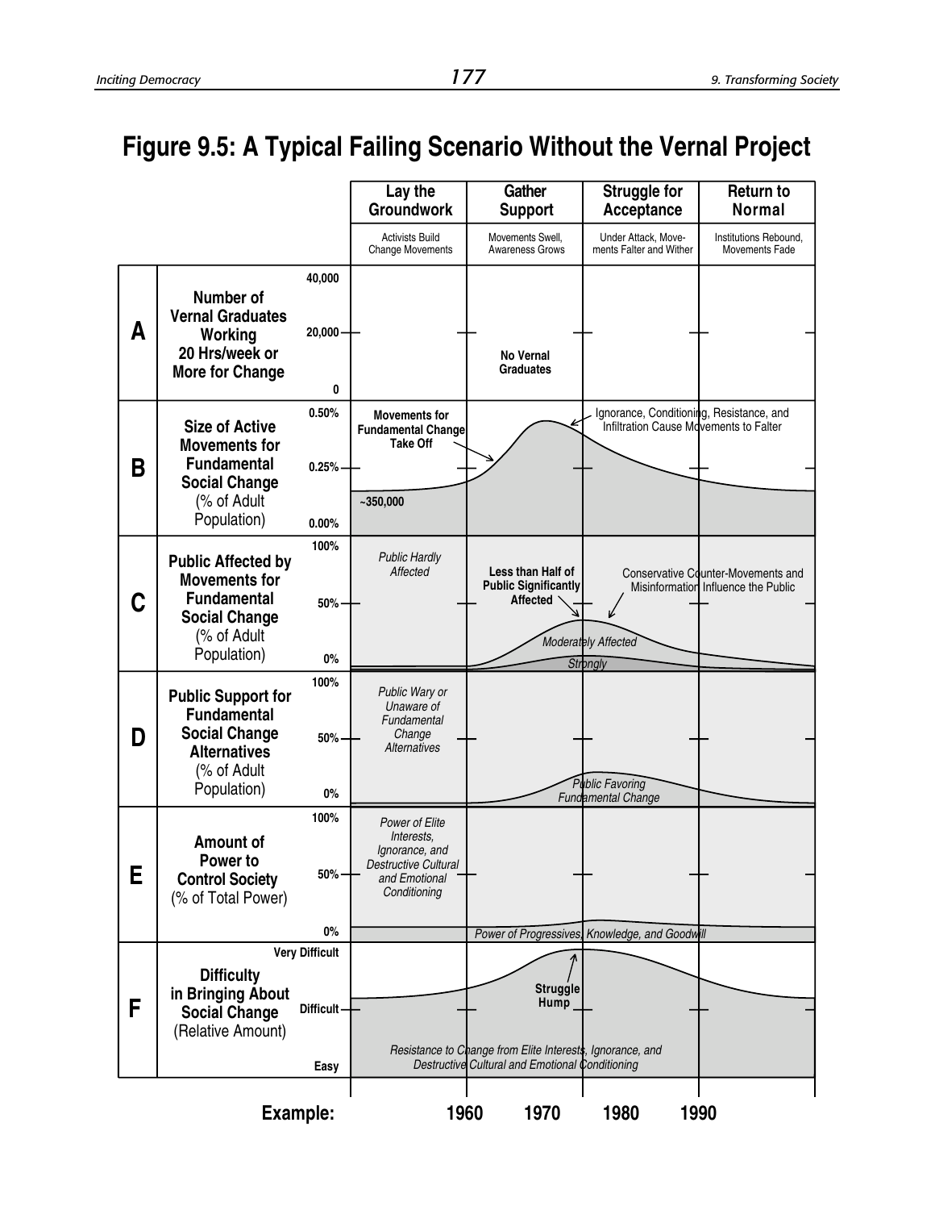# Figure 9.5: A Typical Failing Scenario Without the Vernal Project

| | | | Lay the Groundwork | Gather Support | Struggle for Acceptance | Return to Normal |
|---|---|---|---|---|---|---|
| | | | Activists Build Change Movements | Movements Swell, Awareness Grows | Under Attack, Movements Falter and Wither | Institutions Rebound, Movements Fade |
| **A** | **Number of Vernal Graduates Working 20 Hrs/week or More for Change** | 40,000 / 20,000 / 0 | | **No Vernal Graduates** | | |
| **B** | **Size of Active Movements for Fundamental Social Change** (% of Adult Population) | 0.50% / 0.25% / 0.00% | **Movements for Fundamental Change Take Off**; ~350,000 | | Ignorance, Conditioning, Resistance, and Infiltration Cause Movements to Falter | |
| **C** | **Public Affected by Movements for Fundamental Social Change** (% of Adult Population) | 100% / 50% / 0% | *Public Hardly Affected* | **Less than Half of Public Significantly Affected**; *Moderately Affected*; *Strongly* | Conservative Counter-Movements and Misinformation Influence the Public | |
| **D** | **Public Support for Fundamental Social Change Alternatives** (% of Adult Population) | 100% / 50% / 0% | *Public Wary or Unaware of Fundamental Change Alternatives* | | *Public Favoring Fundamental Change* | |
| **E** | **Amount of Power to Control Society** (% of Total Power) | 100% / 50% / 0% | *Power of Elite Interests, Ignorance, and Destructive Cultural and Emotional Conditioning* | *Power of Progressives, Knowledge, and Goodwill* | | |
| **F** | **Difficulty in Bringing About Social Change** (Relative Amount) | Very Difficult / Difficult / Easy | | **Struggle Hump**; *Resistance to Change from Elite Interests, Ignorance, and Destructive Cultural and Emotional Conditioning* | | |

**Example:** 1960 1970 1980 1990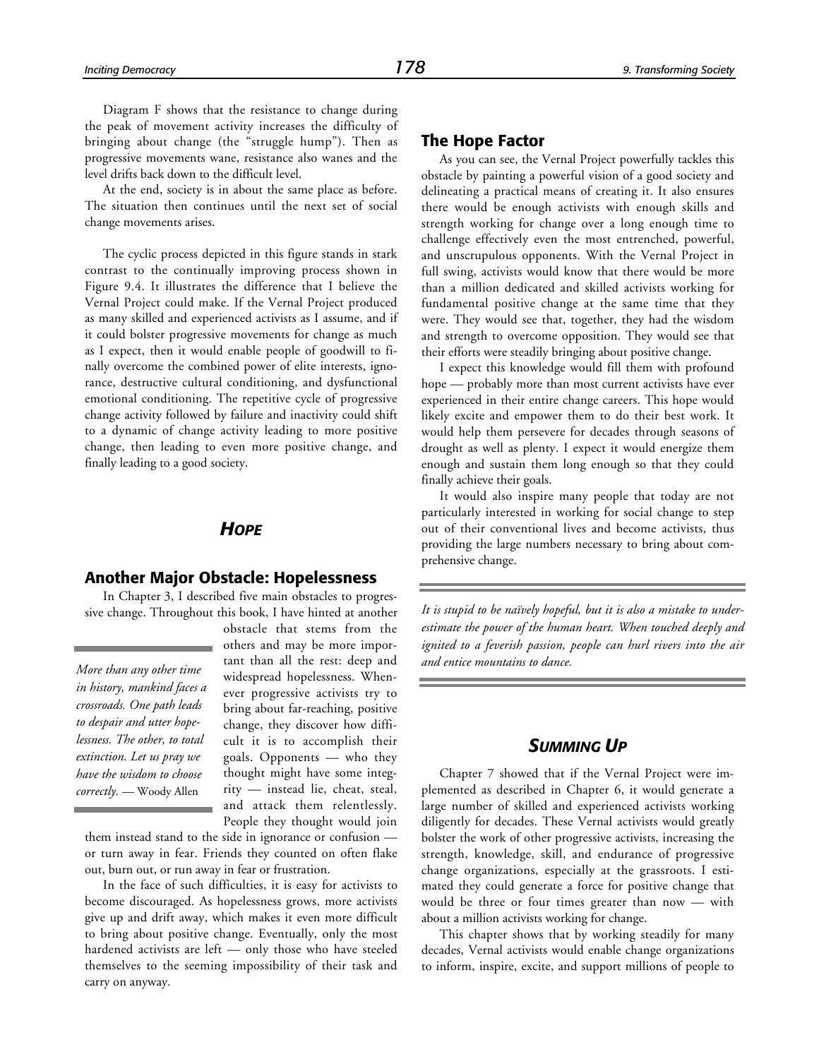Diagram F shows that the resistance to change during the peak of movement activity increases the difficulty of bringing about change (the "struggle hump"). Then as progressive movements wane, resistance also wanes and the level drifts back down to the difficult level.

At the end, society is in about the same place as before. The situation then continues until the next set of social change movements arises.

The cyclic process depicted in this figure stands in stark contrast to the continually improving process shown in Figure 9.4. It illustrates the difference that I believe the Vernal Project could make. If the Vernal Project produced as many skilled and experienced activists as I assume, and if it could bolster progressive movements for change as much as I expect, then it would enable people of goodwill to finally overcome the combined power of elite interests, ignorance, destructive cultural conditioning, and dysfunctional emotional conditioning. The repetitive cycle of progressive change activity followed by failure and inactivity could shift to a dynamic of change activity leading to more positive change, then leading to even more positive change, and finally leading to a good society.

## *HOPE*

### Another Major Obstacle: Hopelessness

In Chapter 3, I described five main obstacles to progressive change. Throughout this book, I have hinted at another obstacle that stems from the others and may be more important than all the rest: deep and widespread hopelessness. Whenever progressive activists try to bring about far-reaching, positive change, they discover how difficult it is to accomplish their goals. Opponents — who they thought might have some integrity — instead lie, cheat, steal, and attack them relentlessly. People they thought would join them instead stand to the side in ignorance or confusion — or turn away in fear. Friends they counted on often flake out, burn out, or run away in fear or frustration.

> *More than any other time in history, mankind faces a crossroads. One path leads to despair and utter hopelessness. The other, to total extinction. Let us pray we have the wisdom to choose correctly.* — Woody Allen

In the face of such difficulties, it is easy for activists to become discouraged. As hopelessness grows, more activists give up and drift away, which makes it even more difficult to bring about positive change. Eventually, only the most hardened activists are left — only those who have steeled themselves to the seeming impossibility of their task and carry on anyway.

### The Hope Factor

As you can see, the Vernal Project powerfully tackles this obstacle by painting a powerful vision of a good society and delineating a practical means of creating it. It also ensures there would be enough activists with enough skills and strength working for change over a long enough time to challenge effectively even the most entrenched, powerful, and unscrupulous opponents. With the Vernal Project in full swing, activists would know that there would be more than a million dedicated and skilled activists working for fundamental positive change at the same time that they were. They would see that, together, they had the wisdom and strength to overcome opposition. They would see that their efforts were steadily bringing about positive change.

I expect this knowledge would fill them with profound hope — probably more than most current activists have ever experienced in their entire change careers. This hope would likely excite and empower them to do their best work. It would help them persevere for decades through seasons of drought as well as plenty. I expect it would energize them enough and sustain them long enough so that they could finally achieve their goals.

It would also inspire many people that today are not particularly interested in working for social change to step out of their conventional lives and become activists, thus providing the large numbers necessary to bring about comprehensive change.

> *It is stupid to be naïvely hopeful, but it is also a mistake to underestimate the power of the human heart. When touched deeply and ignited to a feverish passion, people can hurl rivers into the air and entice mountains to dance.*

## *SUMMING UP*

Chapter 7 showed that if the Vernal Project were implemented as described in Chapter 6, it would generate a large number of skilled and experienced activists working diligently for decades. These Vernal activists would greatly bolster the work of other progressive activists, increasing the strength, knowledge, skill, and endurance of progressive change organizations, especially at the grassroots. I estimated they could generate a force for positive change that would be three or four times greater than now — with about a million activists working for change.

This chapter shows that by working steadily for many decades, Vernal activists would enable change organizations to inform, inspire, excite, and support millions of people to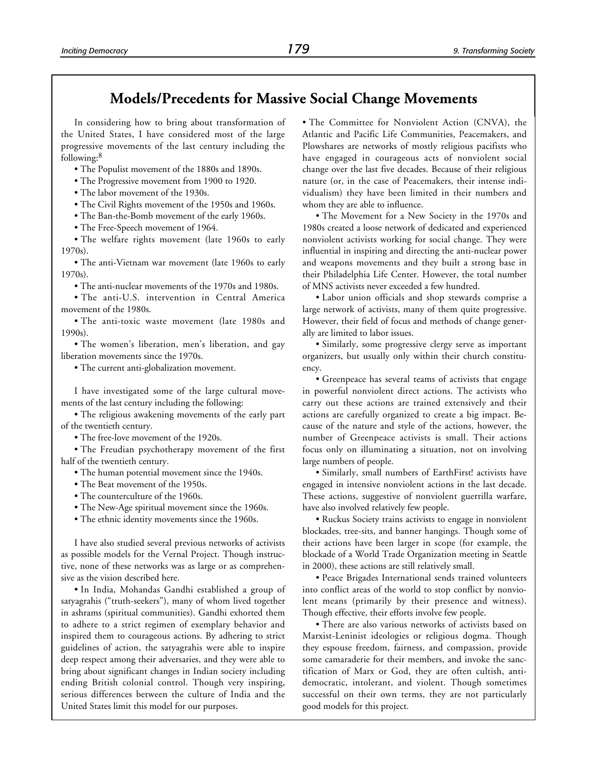## Models/Precedents for Massive Social Change Movements

In considering how to bring about transformation of the United States, I have considered most of the large progressive movements of the last century including the following:[8]

- The Populist movement of the 1880s and 1890s.
- The Progressive movement from 1900 to 1920.
- The labor movement of the 1930s.
- The Civil Rights movement of the 1950s and 1960s.
- The Ban-the-Bomb movement of the early 1960s.
- The Free-Speech movement of 1964.
- The welfare rights movement (late 1960s to early 1970s).
- The anti-Vietnam war movement (late 1960s to early 1970s).
- The anti-nuclear movements of the 1970s and 1980s.
- The anti-U.S. intervention in Central America movement of the 1980s.
- The anti-toxic waste movement (late 1980s and 1990s).
- The women's liberation, men's liberation, and gay liberation movements since the 1970s.
- The current anti-globalization movement.

I have investigated some of the large cultural movements of the last century including the following:

- The religious awakening movements of the early part of the twentieth century.
- The free-love movement of the 1920s.
- The Freudian psychotherapy movement of the first half of the twentieth century.
- The human potential movement since the 1940s.
- The Beat movement of the 1950s.
- The counterculture of the 1960s.
- The New-Age spiritual movement since the 1960s.
- The ethnic identity movements since the 1960s.

I have also studied several previous networks of activists as possible models for the Vernal Project. Though instructive, none of these networks was as large or as comprehensive as the vision described here.

- In India, Mohandas Gandhi established a group of satyagrahis ("truth-seekers"), many of whom lived together in ashrams (spiritual communities). Gandhi exhorted them to adhere to a strict regimen of exemplary behavior and inspired them to courageous actions. By adhering to strict guidelines of action, the satyagrahis were able to inspire deep respect among their adversaries, and they were able to bring about significant changes in Indian society including ending British colonial control. Though very inspiring, serious differences between the culture of India and the United States limit this model for our purposes.
- The Committee for Nonviolent Action (CNVA), the Atlantic and Pacific Life Communities, Peacemakers, and Plowshares are networks of mostly religious pacifists who have engaged in courageous acts of nonviolent social change over the last five decades. Because of their religious nature (or, in the case of Peacemakers, their intense individualism) they have been limited in their numbers and whom they are able to influence.
- The Movement for a New Society in the 1970s and 1980s created a loose network of dedicated and experienced nonviolent activists working for social change. They were influential in inspiring and directing the anti-nuclear power and weapons movements and they built a strong base in their Philadelphia Life Center. However, the total number of MNS activists never exceeded a few hundred.
- Labor union officials and shop stewards comprise a large network of activists, many of them quite progressive. However, their field of focus and methods of change generally are limited to labor issues.
- Similarly, some progressive clergy serve as important organizers, but usually only within their church constituency.
- Greenpeace has several teams of activists that engage in powerful nonviolent direct actions. The activists who carry out these actions are trained extensively and their actions are carefully organized to create a big impact. Because of the nature and style of the actions, however, the number of Greenpeace activists is small. Their actions focus only on illuminating a situation, not on involving large numbers of people.
- Similarly, small numbers of EarthFirst! activists have engaged in intensive nonviolent actions in the last decade. These actions, suggestive of nonviolent guerrilla warfare, have also involved relatively few people.
- Ruckus Society trains activists to engage in nonviolent blockades, tree-sits, and banner hangings. Though some of their actions have been larger in scope (for example, the blockade of a World Trade Organization meeting in Seattle in 2000), these actions are still relatively small.
- Peace Brigades International sends trained volunteers into conflict areas of the world to stop conflict by nonviolent means (primarily by their presence and witness). Though effective, their efforts involve few people.
- There are also various networks of activists based on Marxist-Leninist ideologies or religious dogma. Though they espouse freedom, fairness, and compassion, provide some camaraderie for their members, and invoke the sanctification of Marx or God, they are often cultish, anti-democratic, intolerant, and violent. Though sometimes successful on their own terms, they are not particularly good models for this project.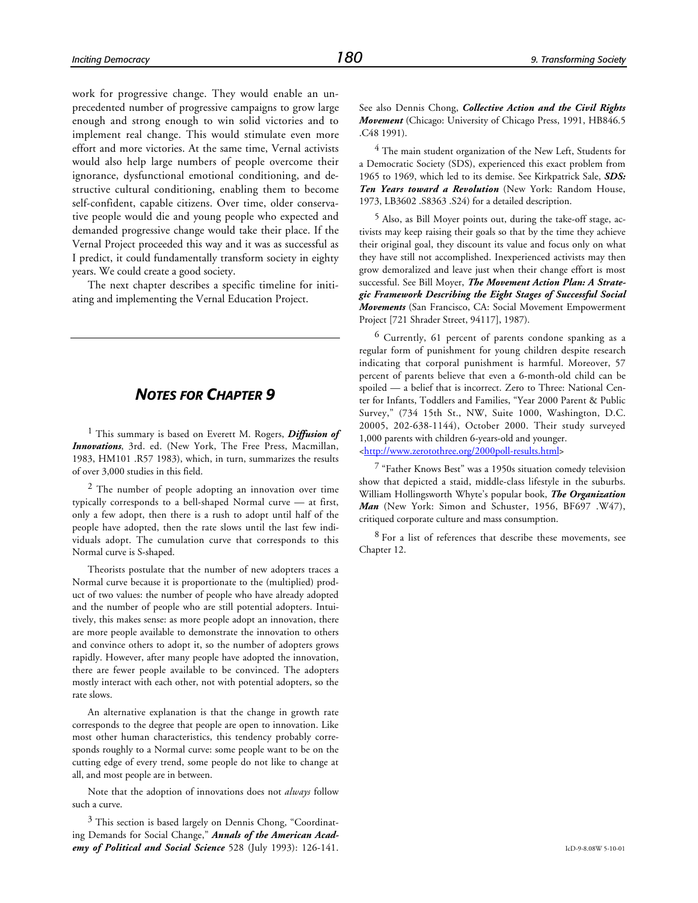work for progressive change. They would enable an unprecedented number of progressive campaigns to grow large enough and strong enough to win solid victories and to implement real change. This would stimulate even more effort and more victories. At the same time, Vernal activists would also help large numbers of people overcome their ignorance, dysfunctional emotional conditioning, and destructive cultural conditioning, enabling them to become self-confident, capable citizens. Over time, older conservative people would die and young people who expected and demanded progressive change would take their place. If the Vernal Project proceeded this way and it was as successful as I predict, it could fundamentally transform society in eighty years. We could create a good society.

The next chapter describes a specific timeline for initiating and implementing the Vernal Education Project.

---

## *NOTES FOR CHAPTER 9*

[1] This summary is based on Everett M. Rogers, ***Diffusion of Innovations***, 3rd. ed. (New York, The Free Press, Macmillan, 1983, HM101 .R57 1983), which, in turn, summarizes the results of over 3,000 studies in this field.

[2] The number of people adopting an innovation over time typically corresponds to a bell-shaped Normal curve — at first, only a few adopt, then there is a rush to adopt until half of the people have adopted, then the rate slows until the last few individuals adopt. The cumulation curve that corresponds to this Normal curve is S-shaped.

Theorists postulate that the number of new adopters traces a Normal curve because it is proportionate to the (multiplied) product of two values: the number of people who have already adopted and the number of people who are still potential adopters. Intuitively, this makes sense: as more people adopt an innovation, there are more people available to demonstrate the innovation to others and convince others to adopt it, so the number of adopters grows rapidly. However, after many people have adopted the innovation, there are fewer people available to be convinced. The adopters mostly interact with each other, not with potential adopters, so the rate slows.

An alternative explanation is that the change in growth rate corresponds to the degree that people are open to innovation. Like most other human characteristics, this tendency probably corresponds roughly to a Normal curve: some people want to be on the cutting edge of every trend, some people do not like to change at all, and most people are in between.

Note that the adoption of innovations does not *always* follow such a curve.

[3] This section is based largely on Dennis Chong, "Coordinating Demands for Social Change," ***Annals of the American Academy of Political and Social Science*** 528 (July 1993): 126-141. See also Dennis Chong, ***Collective Action and the Civil Rights Movement*** (Chicago: University of Chicago Press, 1991, HB846.5 .C48 1991).

[4] The main student organization of the New Left, Students for a Democratic Society (SDS), experienced this exact problem from 1965 to 1969, which led to its demise. See Kirkpatrick Sale, ***SDS: Ten Years toward a Revolution*** (New York: Random House, 1973, LB3602 .S8363 .S24) for a detailed description.

[5] Also, as Bill Moyer points out, during the take-off stage, activists may keep raising their goals so that by the time they achieve their original goal, they discount its value and focus only on what they have still not accomplished. Inexperienced activists may then grow demoralized and leave just when their change effort is most successful. See Bill Moyer, ***The Movement Action Plan: A Strategic Framework Describing the Eight Stages of Successful Social Movements*** (San Francisco, CA: Social Movement Empowerment Project [721 Shrader Street, 94117], 1987).

[6] Currently, 61 percent of parents condone spanking as a regular form of punishment for young children despite research indicating that corporal punishment is harmful. Moreover, 57 percent of parents believe that even a 6-month-old child can be spoiled — a belief that is incorrect. Zero to Three: National Center for Infants, Toddlers and Families, "Year 2000 Parent & Public Survey," (734 15th St., NW, Suite 1000, Washington, D.C. 20005, 202-638-1144), October 2000. Their study surveyed 1,000 parents with children 6-years-old and younger. <http://www.zerotothree.org/2000poll-results.html>

[7] "Father Knows Best" was a 1950s situation comedy television show that depicted a staid, middle-class lifestyle in the suburbs. William Hollingsworth Whyte's popular book, ***The Organization Man*** (New York: Simon and Schuster, 1956, BF697 .W47), critiqued corporate culture and mass consumption.

[8] For a list of references that describe these movements, see Chapter 12.